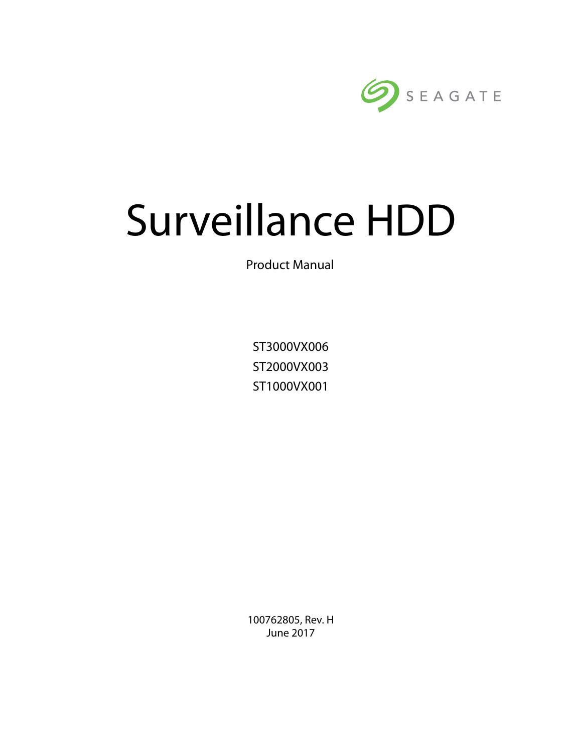SEAGATE

# Surveillance HDD

Product Manual

ST3000VX006
ST2000VX003
ST1000VX001

100762805, Rev. H
June 2017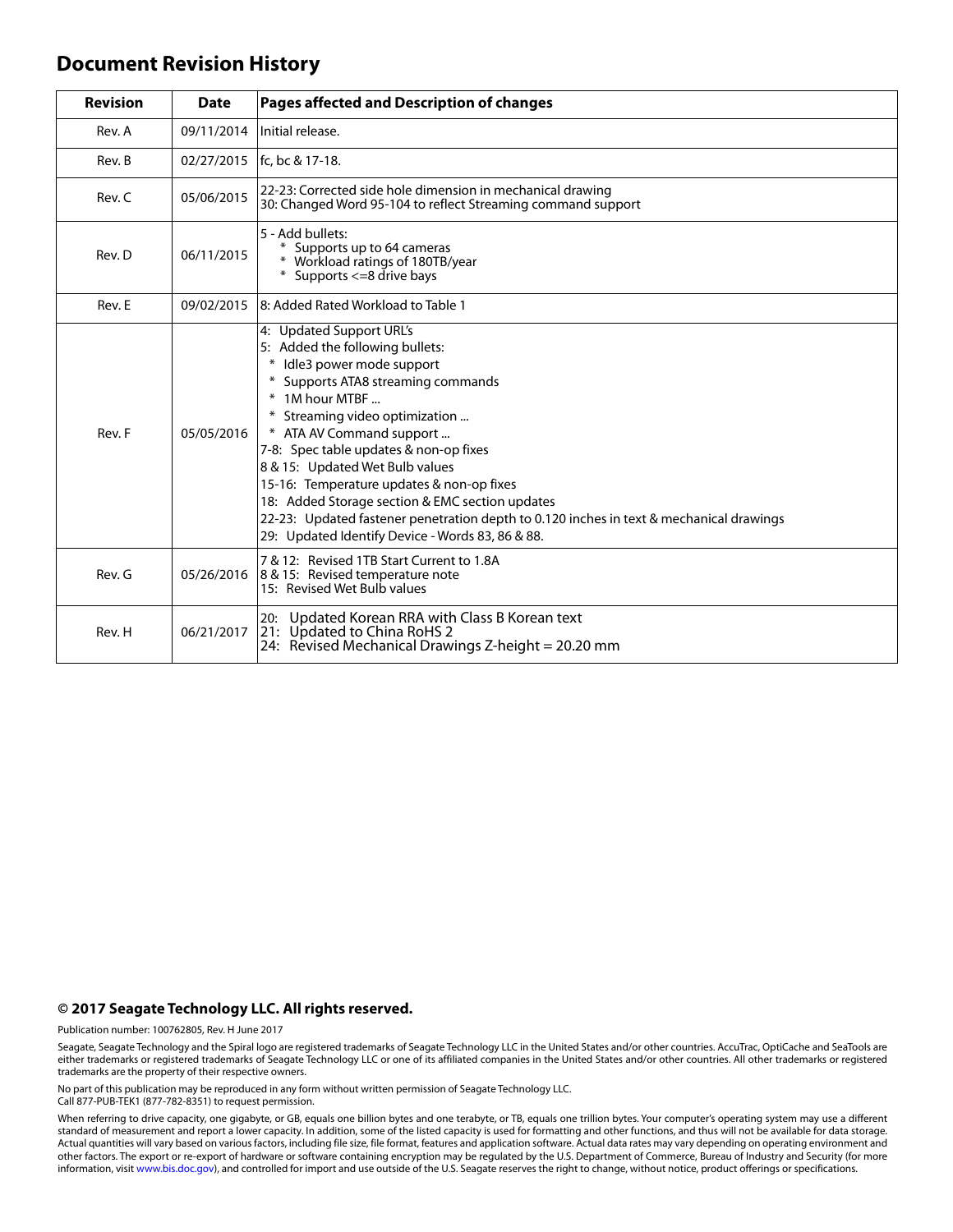# Document Revision History

| Revision | Date | Pages affected and Description of changes |
|---|---|---|
| Rev. A | 09/11/2014 | Initial release. |
| Rev. B | 02/27/2015 | fc, bc & 17-18. |
| Rev. C | 05/06/2015 | 22-23: Corrected side hole dimension in mechanical drawing<br>30: Changed Word 95-104 to reflect Streaming command support |
| Rev. D | 06/11/2015 | 5 - Add bullets:<br>* Supports up to 64 cameras<br>* Workload ratings of 180TB/year<br>* Supports <=8 drive bays |
| Rev. E | 09/02/2015 | 8: Added Rated Workload to Table 1 |
| Rev. F | 05/05/2016 | 4: Updated Support URL's<br>5: Added the following bullets:<br>* Idle3 power mode support<br>* Supports ATA8 streaming commands<br>* 1M hour MTBF ...<br>* Streaming video optimization ...<br>* ATA AV Command support ...<br>7-8: Spec table updates & non-op fixes<br>8 & 15: Updated Wet Bulb values<br>15-16: Temperature updates & non-op fixes<br>18: Added Storage section & EMC section updates<br>22-23: Updated fastener penetration depth to 0.120 inches in text & mechanical drawings<br>29: Updated Identify Device - Words 83, 86 & 88. |
| Rev. G | 05/26/2016 | 7 & 12: Revised 1TB Start Current to 1.8A<br>8 & 15: Revised temperature note<br>15: Revised Wet Bulb values |
| Rev. H | 06/21/2017 | 20: Updated Korean RRA with Class B Korean text<br>21: Updated to China RoHS 2<br>24: Revised Mechanical Drawings Z-height = 20.20 mm |

**© 2017 Seagate Technology LLC. All rights reserved.**

Publication number: 100762805, Rev. H June 2017

Seagate, Seagate Technology and the Spiral logo are registered trademarks of Seagate Technology LLC in the United States and/or other countries. AccuTrac, OptiCache and SeaTools are either trademarks or registered trademarks of Seagate Technology LLC or one of its affiliated companies in the United States and/or other countries. All other trademarks or registered trademarks are the property of their respective owners.

No part of this publication may be reproduced in any form without written permission of Seagate Technology LLC.
Call 877-PUB-TEK1 (877-782-8351) to request permission.

When referring to drive capacity, one gigabyte, or GB, equals one billion bytes and one terabyte, or TB, equals one trillion bytes. Your computer's operating system may use a different standard of measurement and report a lower capacity. In addition, some of the listed capacity is used for formatting and other functions, and thus will not be available for data storage. Actual quantities will vary based on various factors, including file size, file format, features and application software. Actual data rates may vary depending on operating environment and other factors. The export or re-export of hardware or software containing encryption may be regulated by the U.S. Department of Commerce, Bureau of Industry and Security (for more information, visit www.bis.doc.gov), and controlled for import and use outside of the U.S. Seagate reserves the right to change, without notice, product offerings or specifications.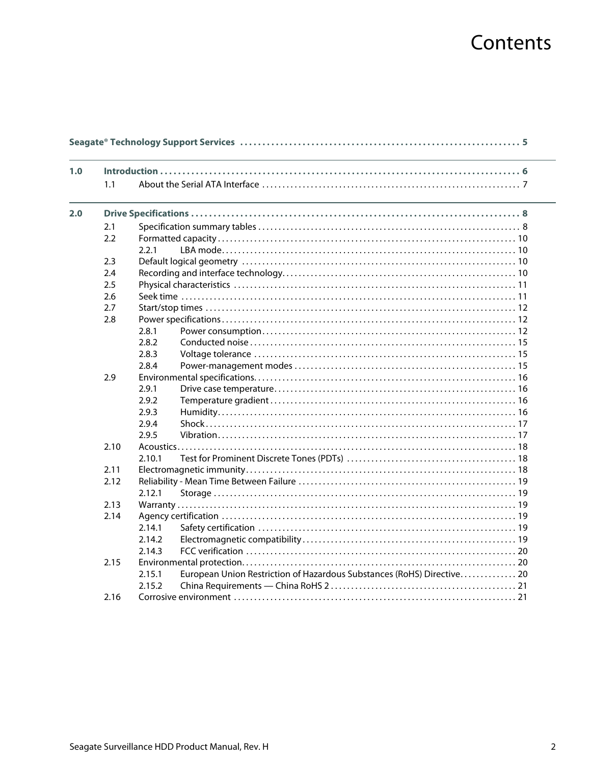# Contents

**Seagate® Technology Support Services** .......... 5

**1.0 Introduction** .......... 6
- 1.1 About the Serial ATA Interface .......... 7

**2.0 Drive Specifications** .......... 8
- 2.1 Specification summary tables .......... 8
- 2.2 Formatted capacity .......... 10
  - 2.2.1 LBA mode .......... 10
- 2.3 Default logical geometry .......... 10
- 2.4 Recording and interface technology .......... 10
- 2.5 Physical characteristics .......... 11
- 2.6 Seek time .......... 11
- 2.7 Start/stop times .......... 12
- 2.8 Power specifications .......... 12
  - 2.8.1 Power consumption .......... 12
  - 2.8.2 Conducted noise .......... 15
  - 2.8.3 Voltage tolerance .......... 15
  - 2.8.4 Power-management modes .......... 15
- 2.9 Environmental specifications .......... 16
  - 2.9.1 Drive case temperature .......... 16
  - 2.9.2 Temperature gradient .......... 16
  - 2.9.3 Humidity .......... 16
  - 2.9.4 Shock .......... 17
  - 2.9.5 Vibration .......... 17
- 2.10 Acoustics .......... 18
  - 2.10.1 Test for Prominent Discrete Tones (PDTs) .......... 18
- 2.11 Electromagnetic immunity .......... 18
- 2.12 Reliability - Mean Time Between Failure .......... 19
  - 2.12.1 Storage .......... 19
- 2.13 Warranty .......... 19
- 2.14 Agency certification .......... 19
  - 2.14.1 Safety certification .......... 19
  - 2.14.2 Electromagnetic compatibility .......... 19
  - 2.14.3 FCC verification .......... 20
- 2.15 Environmental protection .......... 20
  - 2.15.1 European Union Restriction of Hazardous Substances (RoHS) Directive .......... 20
  - 2.15.2 China Requirements — China RoHS 2 .......... 21
- 2.16 Corrosive environment .......... 21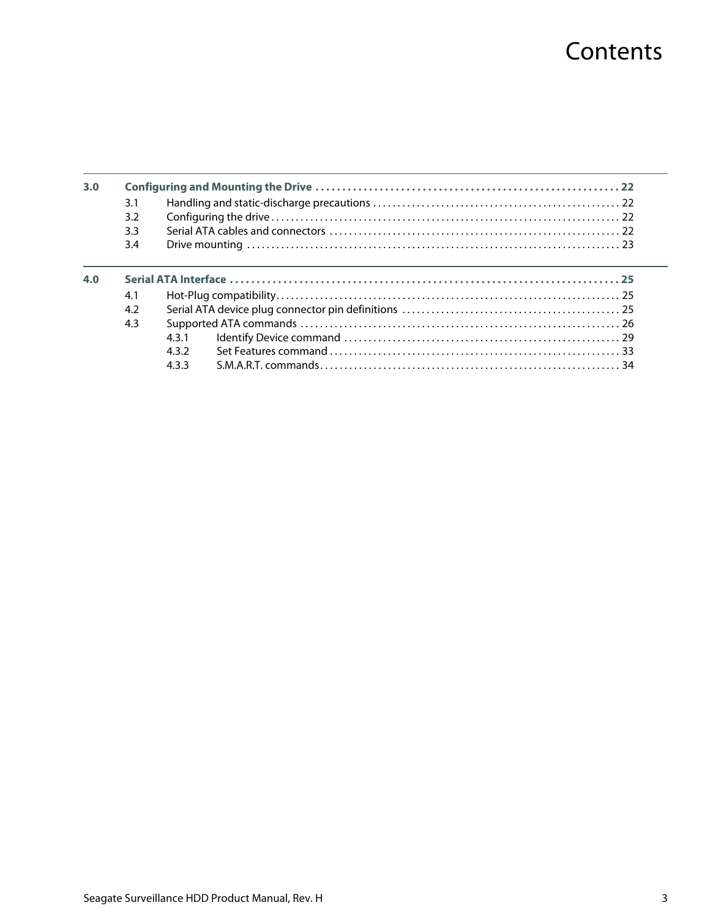# Contents

| | | | |
|---|---|---|---|
| **3.0** | **Configuring and Mounting the Drive** | | **22** |
| | 3.1 | Handling and static-discharge precautions | 22 |
| | 3.2 | Configuring the drive | 22 |
| | 3.3 | Serial ATA cables and connectors | 22 |
| | 3.4 | Drive mounting | 23 |
| **4.0** | **Serial ATA Interface** | | **25** |
| | 4.1 | Hot-Plug compatibility | 25 |
| | 4.2 | Serial ATA device plug connector pin definitions | 25 |
| | 4.3 | Supported ATA commands | 26 |
| | 4.3.1 | Identify Device command | 29 |
| | 4.3.2 | Set Features command | 33 |
| | 4.3.3 | S.M.A.R.T. commands | 34 |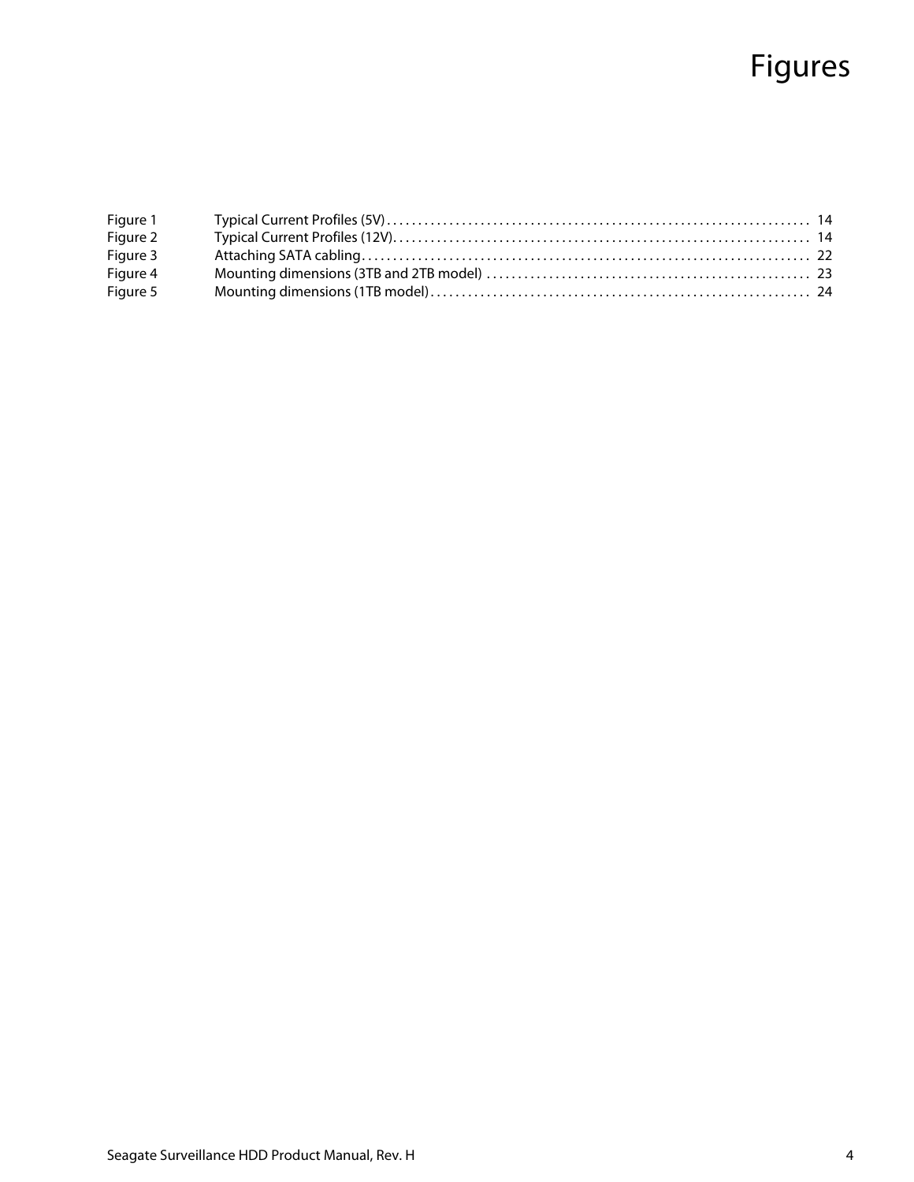# Figures

| | | |
|---|---|---|
| Figure 1 | Typical Current Profiles (5V) | 14 |
| Figure 2 | Typical Current Profiles (12V) | 14 |
| Figure 3 | Attaching SATA cabling | 22 |
| Figure 4 | Mounting dimensions (3TB and 2TB model) | 23 |
| Figure 5 | Mounting dimensions (1TB model) | 24 |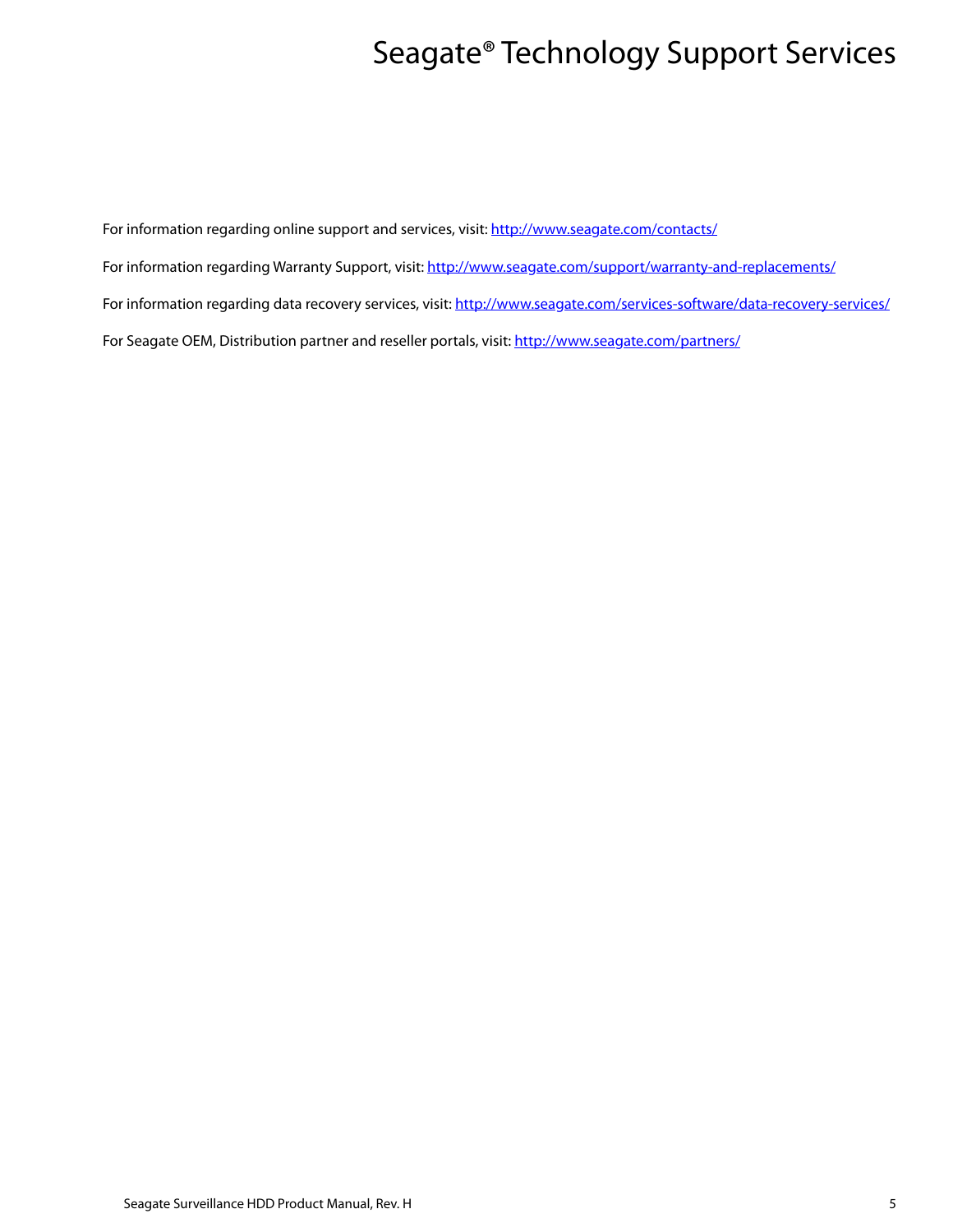# Seagate® Technology Support Services

For information regarding online support and services, visit: http://www.seagate.com/contacts/

For information regarding Warranty Support, visit: http://www.seagate.com/support/warranty-and-replacements/

For information regarding data recovery services, visit: http://www.seagate.com/services-software/data-recovery-services/

For Seagate OEM, Distribution partner and reseller portals, visit: http://www.seagate.com/partners/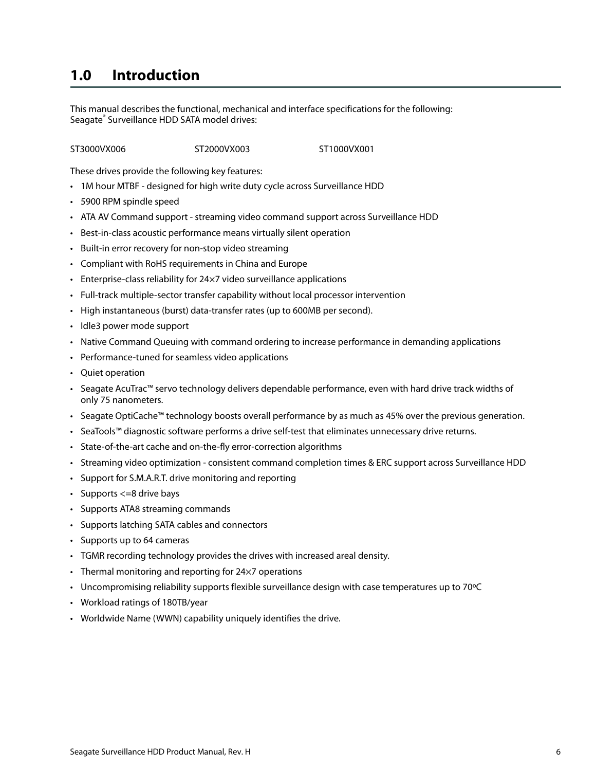# 1.0 Introduction

This manual describes the functional, mechanical and interface specifications for the following:
Seagate® Surveillance HDD SATA model drives:

ST3000VX006 ST2000VX003 ST1000VX001

These drives provide the following key features:

- 1M hour MTBF - designed for high write duty cycle across Surveillance HDD
- 5900 RPM spindle speed
- ATA AV Command support - streaming video command support across Surveillance HDD
- Best-in-class acoustic performance means virtually silent operation
- Built-in error recovery for non-stop video streaming
- Compliant with RoHS requirements in China and Europe
- Enterprise-class reliability for 24×7 video surveillance applications
- Full-track multiple-sector transfer capability without local processor intervention
- High instantaneous (burst) data-transfer rates (up to 600MB per second).
- Idle3 power mode support
- Native Command Queuing with command ordering to increase performance in demanding applications
- Performance-tuned for seamless video applications
- Quiet operation
- Seagate AcuTrac™ servo technology delivers dependable performance, even with hard drive track widths of only 75 nanometers.
- Seagate OptiCache™ technology boosts overall performance by as much as 45% over the previous generation.
- SeaTools™ diagnostic software performs a drive self-test that eliminates unnecessary drive returns.
- State-of-the-art cache and on-the-fly error-correction algorithms
- Streaming video optimization - consistent command completion times & ERC support across Surveillance HDD
- Support for S.M.A.R.T. drive monitoring and reporting
- Supports <=8 drive bays
- Supports ATA8 streaming commands
- Supports latching SATA cables and connectors
- Supports up to 64 cameras
- TGMR recording technology provides the drives with increased areal density.
- Thermal monitoring and reporting for 24×7 operations
- Uncompromising reliability supports flexible surveillance design with case temperatures up to 70ºC
- Workload ratings of 180TB/year
- Worldwide Name (WWN) capability uniquely identifies the drive.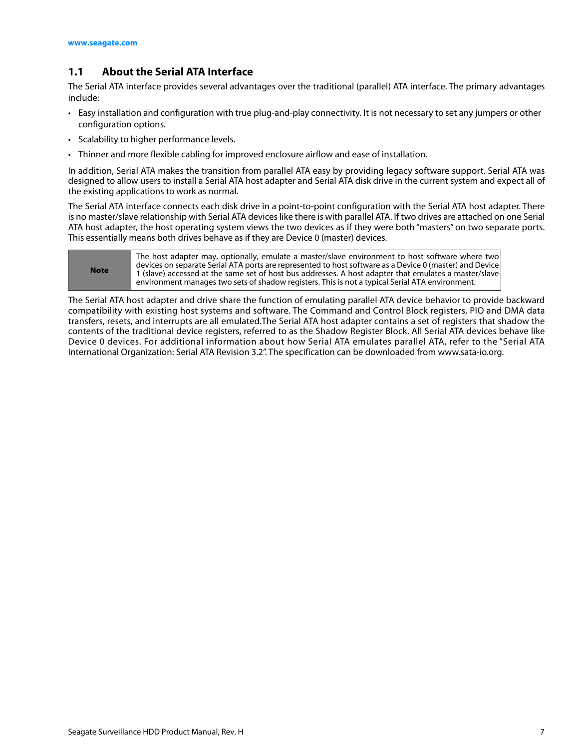## 1.1 About the Serial ATA Interface

The Serial ATA interface provides several advantages over the traditional (parallel) ATA interface. The primary advantages include:

- Easy installation and configuration with true plug-and-play connectivity. It is not necessary to set any jumpers or other configuration options.
- Scalability to higher performance levels.
- Thinner and more flexible cabling for improved enclosure airflow and ease of installation.

In addition, Serial ATA makes the transition from parallel ATA easy by providing legacy software support. Serial ATA was designed to allow users to install a Serial ATA host adapter and Serial ATA disk drive in the current system and expect all of the existing applications to work as normal.

The Serial ATA interface connects each disk drive in a point-to-point configuration with the Serial ATA host adapter. There is no master/slave relationship with Serial ATA devices like there is with parallel ATA. If two drives are attached on one Serial ATA host adapter, the host operating system views the two devices as if they were both "masters" on two separate ports. This essentially means both drives behave as if they are Device 0 (master) devices.

| **Note** | The host adapter may, optionally, emulate a master/slave environment to host software where two devices on separate Serial ATA ports are represented to host software as a Device 0 (master) and Device 1 (slave) accessed at the same set of host bus addresses. A host adapter that emulates a master/slave environment manages two sets of shadow registers. This is not a typical Serial ATA environment. |
|---|---|

The Serial ATA host adapter and drive share the function of emulating parallel ATA device behavior to provide backward compatibility with existing host systems and software. The Command and Control Block registers, PIO and DMA data transfers, resets, and interrupts are all emulated.The Serial ATA host adapter contains a set of registers that shadow the contents of the traditional device registers, referred to as the Shadow Register Block. All Serial ATA devices behave like Device 0 devices. For additional information about how Serial ATA emulates parallel ATA, refer to the "Serial ATA International Organization: Serial ATA Revision 3.2". The specification can be downloaded from www.sata-io.org.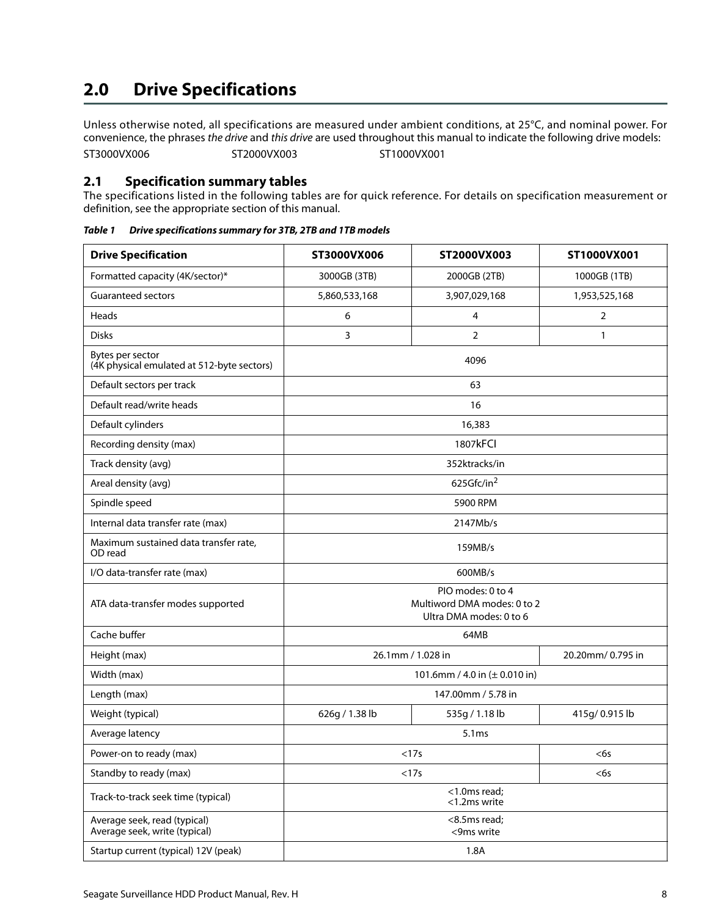# 2.0 Drive Specifications

Unless otherwise noted, all specifications are measured under ambient conditions, at 25°C, and nominal power. For convenience, the phrases *the drive* and *this drive* are used throughout this manual to indicate the following drive models:

ST3000VX006 ST2000VX003 ST1000VX001

## 2.1 Specification summary tables

The specifications listed in the following tables are for quick reference. For details on specification measurement or definition, see the appropriate section of this manual.

***Table 1 Drive specifications summary for 3TB, 2TB and 1TB models***

| Drive Specification | ST3000VX006 | ST2000VX003 | ST1000VX001 |
|---|---|---|---|
| Formatted capacity (4K/sector)* | 3000GB (3TB) | 2000GB (2TB) | 1000GB (1TB) |
| Guaranteed sectors | 5,860,533,168 | 3,907,029,168 | 1,953,525,168 |
| Heads | 6 | 4 | 2 |
| Disks | 3 | 2 | 1 |
| Bytes per sector (4K physical emulated at 512-byte sectors) | 4096 | | |
| Default sectors per track | 63 | | |
| Default read/write heads | 16 | | |
| Default cylinders | 16,383 | | |
| Recording density (max) | 1807kFCI | | |
| Track density (avg) | 352ktracks/in | | |
| Areal density (avg) | 625Gfc/in$^2$ | | |
| Spindle speed | 5900 RPM | | |
| Internal data transfer rate (max) | 2147Mb/s | | |
| Maximum sustained data transfer rate, OD read | 159MB/s | | |
| I/O data-transfer rate (max) | 600MB/s | | |
| ATA data-transfer modes supported | PIO modes: 0 to 4<br>Multiword DMA modes: 0 to 2<br>Ultra DMA modes: 0 to 6 | | |
| Cache buffer | 64MB | | |
| Height (max) | 26.1mm / 1.028 in | | 20.20mm/ 0.795 in |
| Width (max) | 101.6mm / 4.0 in (± 0.010 in) | | |
| Length (max) | 147.00mm / 5.78 in | | |
| Weight (typical) | 626g / 1.38 lb | 535g / 1.18 lb | 415g/ 0.915 lb |
| Average latency | 5.1ms | | |
| Power-on to ready (max) | <17s | | <6s |
| Standby to ready (max) | <17s | | <6s |
| Track-to-track seek time (typical) | <1.0ms read;<br><1.2ms write | | |
| Average seek, read (typical)<br>Average seek, write (typical) | <8.5ms read;<br><9ms write | | |
| Startup current (typical) 12V (peak) | 1.8A | | |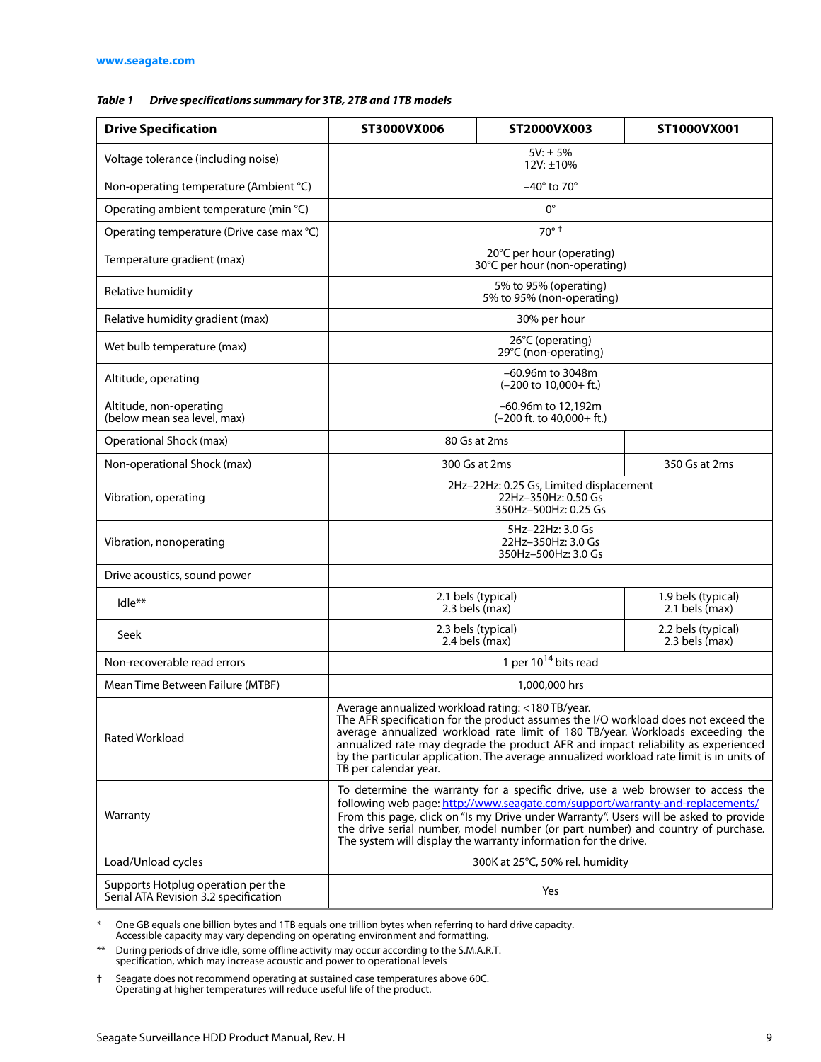**Table 1 Drive specifications summary for 3TB, 2TB and 1TB models**

| Drive Specification | ST3000VX006 | ST2000VX003 | ST1000VX001 |
|---|---|---|---|
| Voltage tolerance (including noise) | 5V: ± 5%<br>12V: ±10% | | |
| Non-operating temperature (Ambient °C) | –40° to 70° | | |
| Operating ambient temperature (min °C) | 0° | | |
| Operating temperature (Drive case max °C) | 70° † | | |
| Temperature gradient (max) | 20°C per hour (operating)<br>30°C per hour (non-operating) | | |
| Relative humidity | 5% to 95% (operating)<br>5% to 95% (non-operating) | | |
| Relative humidity gradient (max) | 30% per hour | | |
| Wet bulb temperature (max) | 26°C (operating)<br>29°C (non-operating) | | |
| Altitude, operating | –60.96m to 3048m<br>(–200 to 10,000+ ft.) | | |
| Altitude, non-operating<br>(below mean sea level, max) | –60.96m to 12,192m<br>(–200 ft. to 40,000+ ft.) | | |
| Operational Shock (max) | 80 Gs at 2ms | | |
| Non-operational Shock (max) | 300 Gs at 2ms | | 350 Gs at 2ms |
| Vibration, operating | 2Hz–22Hz: 0.25 Gs, Limited displacement<br>22Hz–350Hz: 0.50 Gs<br>350Hz–500Hz: 0.25 Gs | | |
| Vibration, nonoperating | 5Hz–22Hz: 3.0 Gs<br>22Hz–350Hz: 3.0 Gs<br>350Hz–500Hz: 3.0 Gs | | |
| Drive acoustics, sound power | | | |
| Idle** | 2.1 bels (typical)<br>2.3 bels (max) | | 1.9 bels (typical)<br>2.1 bels (max) |
| Seek | 2.3 bels (typical)<br>2.4 bels (max) | | 2.2 bels (typical)<br>2.3 bels (max) |
| Non-recoverable read errors | 1 per $10^{14}$ bits read | | |
| Mean Time Between Failure (MTBF) | 1,000,000 hrs | | |
| Rated Workload | Average annualized workload rating: <180 TB/year.<br>The AFR specification for the product assumes the I/O workload does not exceed the average annualized workload rate limit of 180 TB/year. Workloads exceeding the annualized rate may degrade the product AFR and impact reliability as experienced by the particular application. The average annualized workload rate limit is in units of TB per calendar year. | | |
| Warranty | To determine the warranty for a specific drive, use a web browser to access the following web page: http://www.seagate.com/support/warranty-and-replacements/<br>From this page, click on "Is my Drive under Warranty". Users will be asked to provide the drive serial number, model number (or part number) and country of purchase. The system will display the warranty information for the drive. | | |
| Load/Unload cycles | 300K at 25°C, 50% rel. humidity | | |
| Supports Hotplug operation per the Serial ATA Revision 3.2 specification | Yes | | |

\* One GB equals one billion bytes and 1TB equals one trillion bytes when referring to hard drive capacity. Accessible capacity may vary depending on operating environment and formatting.

\** During periods of drive idle, some offline activity may occur according to the S.M.A.R.T. specification, which may increase acoustic and power to operational levels

† Seagate does not recommend operating at sustained case temperatures above 60C. Operating at higher temperatures will reduce useful life of the product.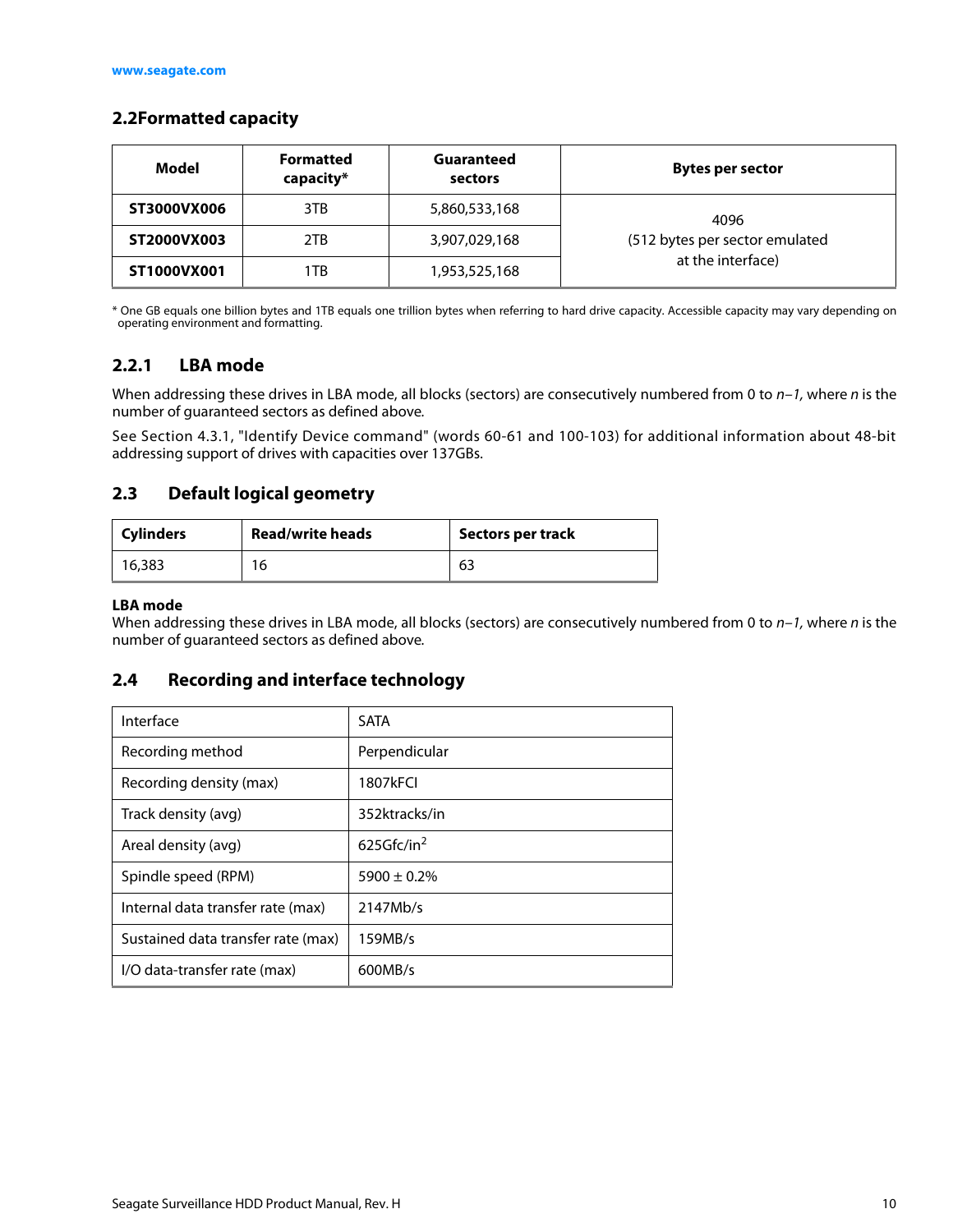## 2.2 Formatted capacity

| Model | Formatted capacity* | Guaranteed sectors | Bytes per sector |
|---|---|---|---|
| **ST3000VX006** | 3TB | 5,860,533,168 | 4096 (512 bytes per sector emulated at the interface) |
| **ST2000VX003** | 2TB | 3,907,029,168 | |
| **ST1000VX001** | 1TB | 1,953,525,168 | |

* One GB equals one billion bytes and 1TB equals one trillion bytes when referring to hard drive capacity. Accessible capacity may vary depending on operating environment and formatting.

### 2.2.1 LBA mode

When addressing these drives in LBA mode, all blocks (sectors) are consecutively numbered from 0 to *n–1*, where *n* is the number of guaranteed sectors as defined above.

See Section 4.3.1, "Identify Device command" (words 60-61 and 100-103) for additional information about 48-bit addressing support of drives with capacities over 137GBs.

## 2.3 Default logical geometry

| Cylinders | Read/write heads | Sectors per track |
|---|---|---|
| 16,383 | 16 | 63 |

**LBA mode**

When addressing these drives in LBA mode, all blocks (sectors) are consecutively numbered from 0 to *n–1*, where *n* is the number of guaranteed sectors as defined above.

## 2.4 Recording and interface technology

| | |
|---|---|
| Interface | SATA |
| Recording method | Perpendicular |
| Recording density (max) | 1807kFCI |
| Track density (avg) | 352ktracks/in |
| Areal density (avg) | 625Gfc/in$^2$ |
| Spindle speed (RPM) | 5900 ± 0.2% |
| Internal data transfer rate (max) | 2147Mb/s |
| Sustained data transfer rate (max) | 159MB/s |
| I/O data-transfer rate (max) | 600MB/s |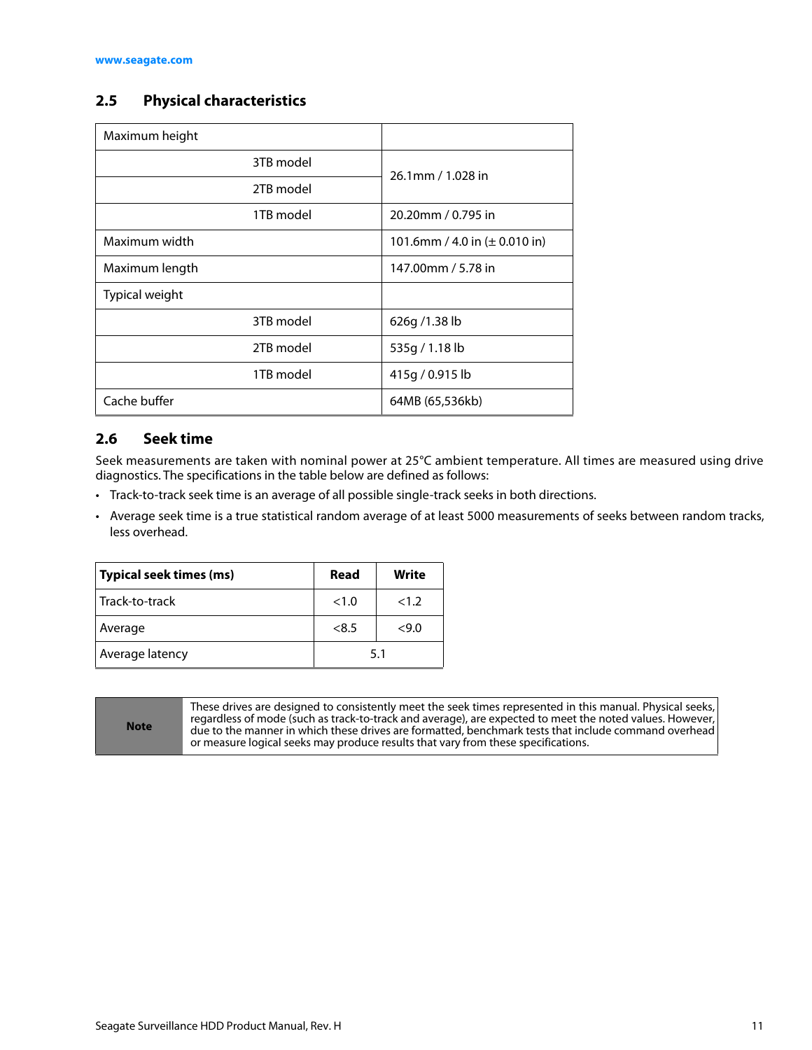## 2.5 Physical characteristics

| Maximum height | |
|---|---|
| 3TB model | 26.1mm / 1.028 in |
| 2TB model | 26.1mm / 1.028 in |
| 1TB model | 20.20mm / 0.795 in |
| Maximum width | 101.6mm / 4.0 in (± 0.010 in) |
| Maximum length | 147.00mm / 5.78 in |
| Typical weight | |
| 3TB model | 626g /1.38 lb |
| 2TB model | 535g / 1.18 lb |
| 1TB model | 415g / 0.915 lb |
| Cache buffer | 64MB (65,536kb) |

## 2.6 Seek time

Seek measurements are taken with nominal power at 25°C ambient temperature. All times are measured using drive diagnostics. The specifications in the table below are defined as follows:

- Track-to-track seek time is an average of all possible single-track seeks in both directions.
- Average seek time is a true statistical random average of at least 5000 measurements of seeks between random tracks, less overhead.

| **Typical seek times (ms)** | **Read** | **Write** |
|---|---|---|
| Track-to-track | <1.0 | <1.2 |
| Average | <8.5 | <9.0 |
| Average latency | 5.1 | |

| **Note** | These drives are designed to consistently meet the seek times represented in this manual. Physical seeks, regardless of mode (such as track-to-track and average), are expected to meet the noted values. However, due to the manner in which these drives are formatted, benchmark tests that include command overhead or measure logical seeks may produce results that vary from these specifications. |
|---|---|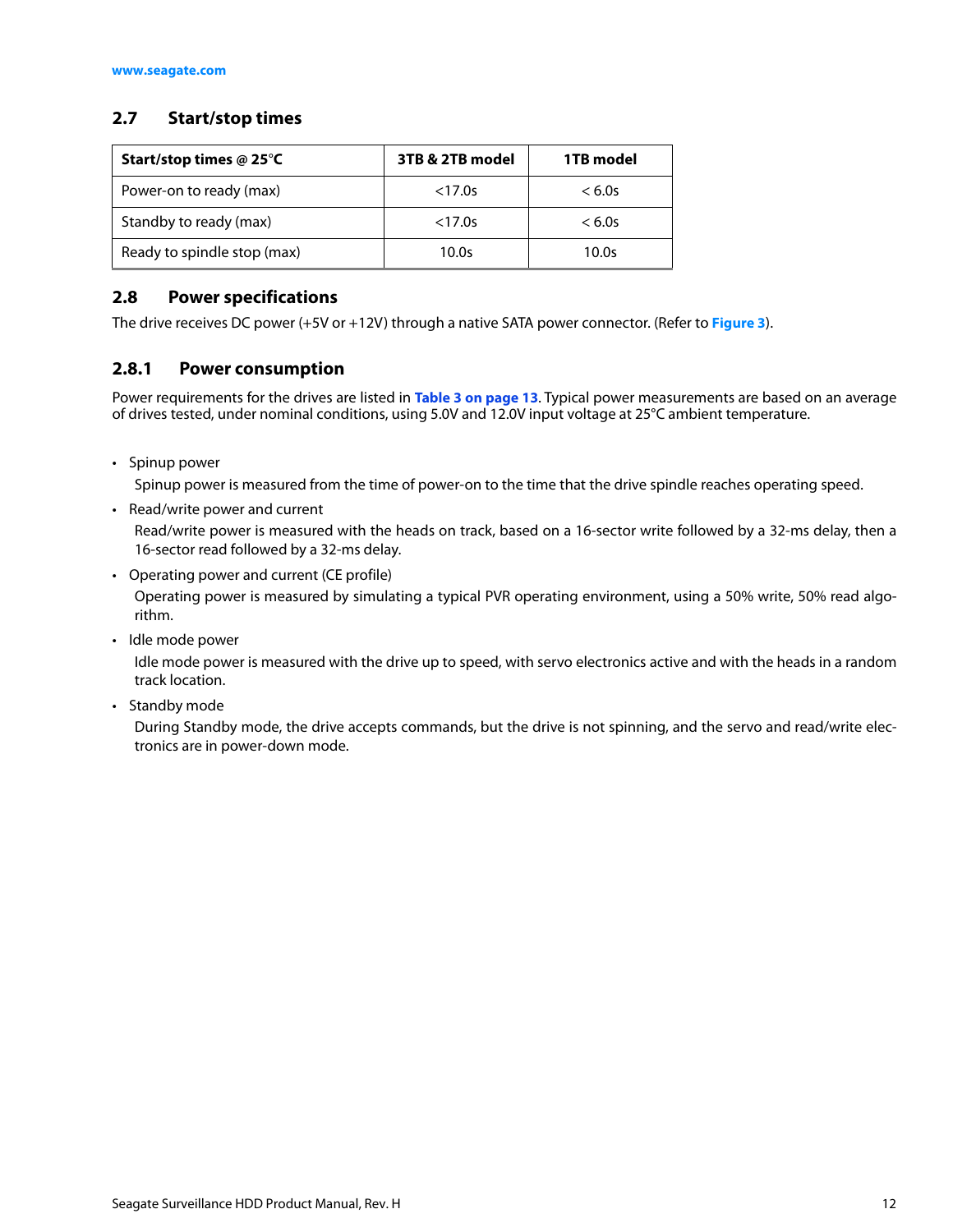## 2.7 Start/stop times

| Start/stop times @ 25°C | 3TB & 2TB model | 1TB model |
|---|---|---|
| Power-on to ready (max) | <17.0s | < 6.0s |
| Standby to ready (max) | <17.0s | < 6.0s |
| Ready to spindle stop (max) | 10.0s | 10.0s |

## 2.8 Power specifications

The drive receives DC power (+5V or +12V) through a native SATA power connector. (Refer to **Figure 3**).

### 2.8.1 Power consumption

Power requirements for the drives are listed in **Table 3 on page 13**. Typical power measurements are based on an average of drives tested, under nominal conditions, using 5.0V and 12.0V input voltage at 25°C ambient temperature.

- Spinup power

  Spinup power is measured from the time of power-on to the time that the drive spindle reaches operating speed.

- Read/write power and current

  Read/write power is measured with the heads on track, based on a 16-sector write followed by a 32-ms delay, then a 16-sector read followed by a 32-ms delay.

- Operating power and current (CE profile)

  Operating power is measured by simulating a typical PVR operating environment, using a 50% write, 50% read algorithm.

- Idle mode power

  Idle mode power is measured with the drive up to speed, with servo electronics active and with the heads in a random track location.

- Standby mode

  During Standby mode, the drive accepts commands, but the drive is not spinning, and the servo and read/write electronics are in power-down mode.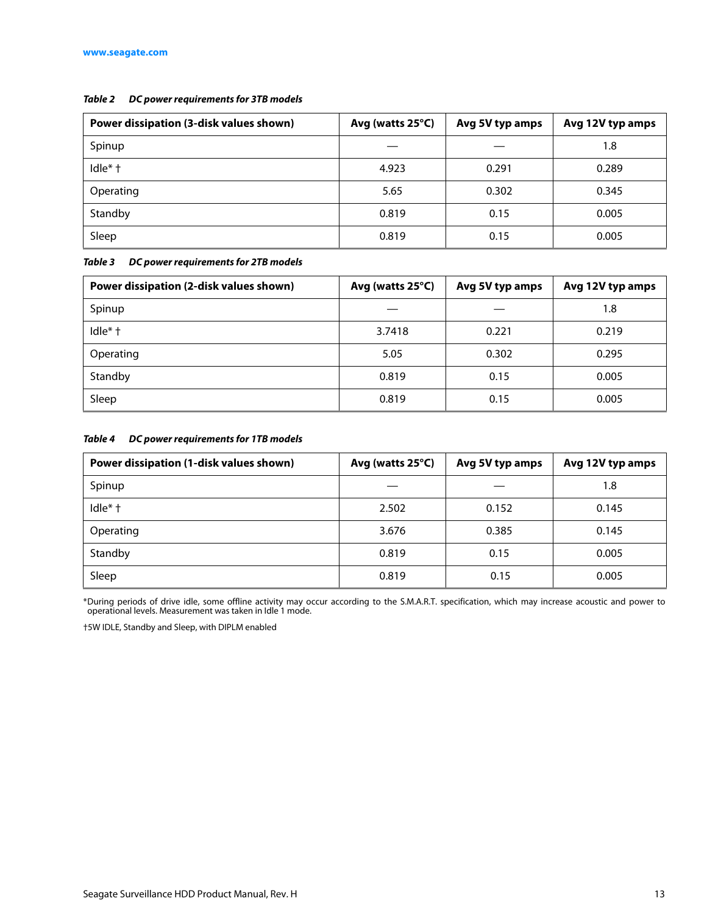*Table 2 DC power requirements for 3TB models*

| Power dissipation (3-disk values shown) | Avg (watts 25°C) | Avg 5V typ amps | Avg 12V typ amps |
|---|---|---|---|
| Spinup | — | — | 1.8 |
| Idle* † | 4.923 | 0.291 | 0.289 |
| Operating | 5.65 | 0.302 | 0.345 |
| Standby | 0.819 | 0.15 | 0.005 |
| Sleep | 0.819 | 0.15 | 0.005 |

*Table 3 DC power requirements for 2TB models*

| Power dissipation (2-disk values shown) | Avg (watts 25°C) | Avg 5V typ amps | Avg 12V typ amps |
|---|---|---|---|
| Spinup | — | — | 1.8 |
| Idle* † | 3.7418 | 0.221 | 0.219 |
| Operating | 5.05 | 0.302 | 0.295 |
| Standby | 0.819 | 0.15 | 0.005 |
| Sleep | 0.819 | 0.15 | 0.005 |

*Table 4 DC power requirements for 1TB models*

| Power dissipation (1-disk values shown) | Avg (watts 25°C) | Avg 5V typ amps | Avg 12V typ amps |
|---|---|---|---|
| Spinup | — | — | 1.8 |
| Idle* † | 2.502 | 0.152 | 0.145 |
| Operating | 3.676 | 0.385 | 0.145 |
| Standby | 0.819 | 0.15 | 0.005 |
| Sleep | 0.819 | 0.15 | 0.005 |

*During periods of drive idle, some offline activity may occur according to the S.M.A.R.T. specification, which may increase acoustic and power to operational levels. Measurement was taken in Idle 1 mode.

†5W IDLE, Standby and Sleep, with DIPLM enabled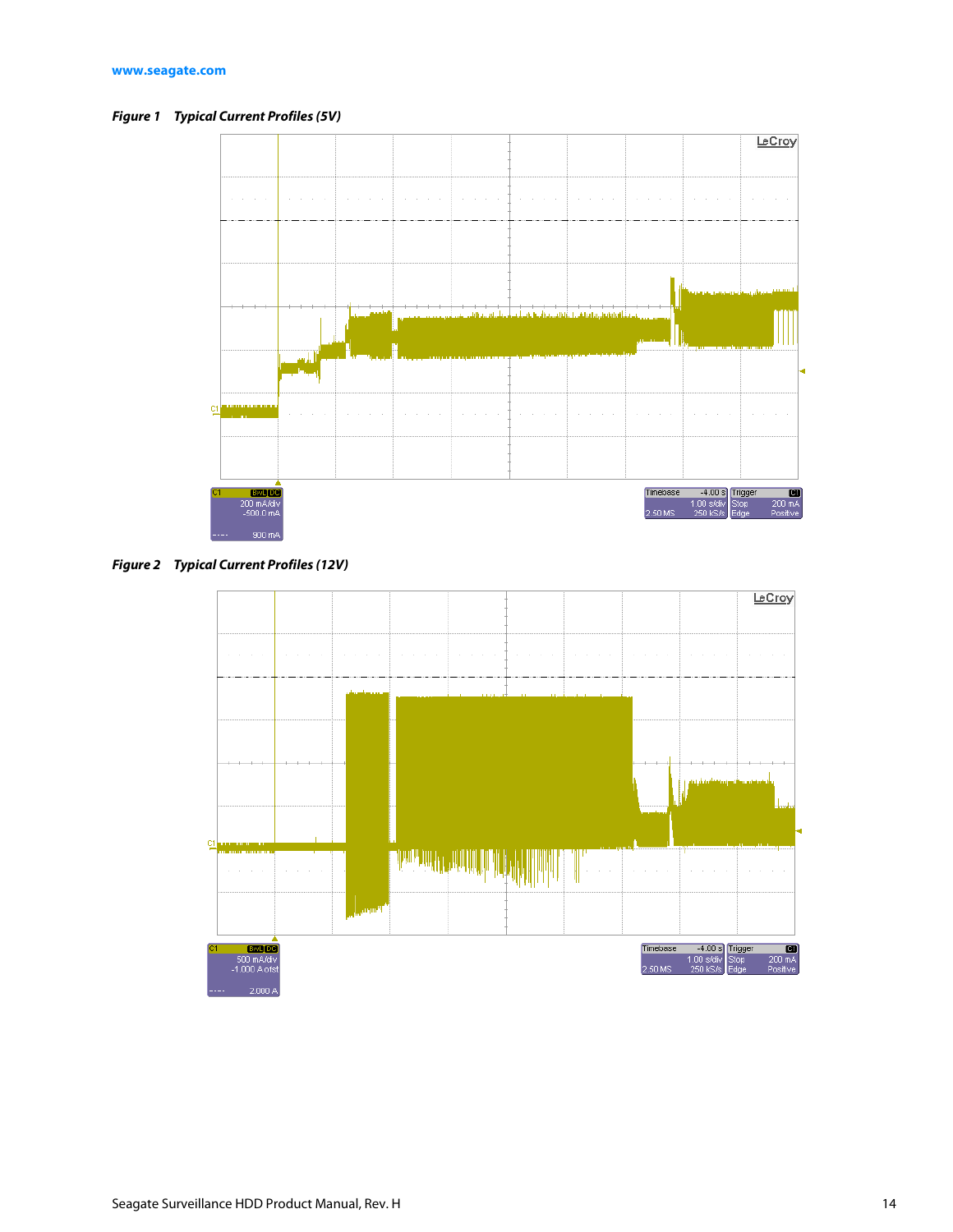*Figure 1   Typical Current Profiles (5V)*

*Figure 2   Typical Current Profiles (12V)*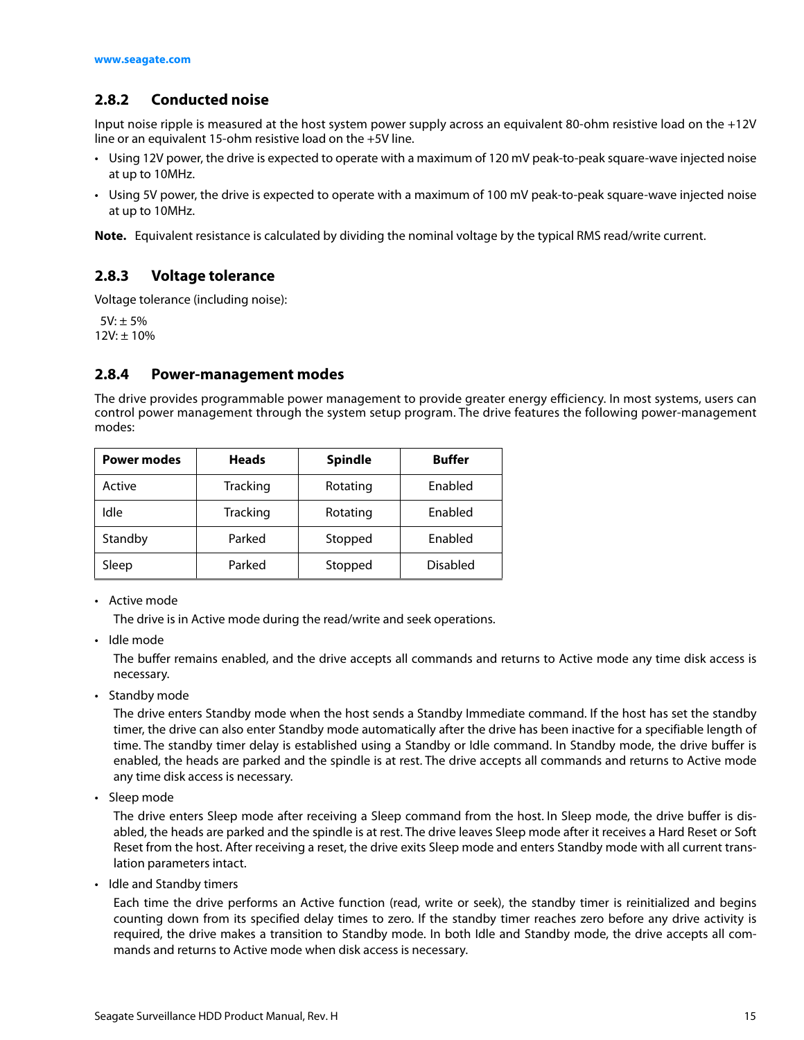### 2.8.2 Conducted noise

Input noise ripple is measured at the host system power supply across an equivalent 80-ohm resistive load on the +12V line or an equivalent 15-ohm resistive load on the +5V line.

- Using 12V power, the drive is expected to operate with a maximum of 120 mV peak-to-peak square-wave injected noise at up to 10MHz.
- Using 5V power, the drive is expected to operate with a maximum of 100 mV peak-to-peak square-wave injected noise at up to 10MHz.

**Note.** Equivalent resistance is calculated by dividing the nominal voltage by the typical RMS read/write current.

### 2.8.3 Voltage tolerance

Voltage tolerance (including noise):

5V: ± 5%
12V: ± 10%

### 2.8.4 Power-management modes

The drive provides programmable power management to provide greater energy efficiency. In most systems, users can control power management through the system setup program. The drive features the following power-management modes:

| Power modes | Heads | Spindle | Buffer |
|---|---|---|---|
| Active | Tracking | Rotating | Enabled |
| Idle | Tracking | Rotating | Enabled |
| Standby | Parked | Stopped | Enabled |
| Sleep | Parked | Stopped | Disabled |

- Active mode

  The drive is in Active mode during the read/write and seek operations.

- Idle mode

  The buffer remains enabled, and the drive accepts all commands and returns to Active mode any time disk access is necessary.

- Standby mode

  The drive enters Standby mode when the host sends a Standby Immediate command. If the host has set the standby timer, the drive can also enter Standby mode automatically after the drive has been inactive for a specifiable length of time. The standby timer delay is established using a Standby or Idle command. In Standby mode, the drive buffer is enabled, the heads are parked and the spindle is at rest. The drive accepts all commands and returns to Active mode any time disk access is necessary.

- Sleep mode

  The drive enters Sleep mode after receiving a Sleep command from the host. In Sleep mode, the drive buffer is disabled, the heads are parked and the spindle is at rest. The drive leaves Sleep mode after it receives a Hard Reset or Soft Reset from the host. After receiving a reset, the drive exits Sleep mode and enters Standby mode with all current translation parameters intact.

- Idle and Standby timers

  Each time the drive performs an Active function (read, write or seek), the standby timer is reinitialized and begins counting down from its specified delay times to zero. If the standby timer reaches zero before any drive activity is required, the drive makes a transition to Standby mode. In both Idle and Standby mode, the drive accepts all commands and returns to Active mode when disk access is necessary.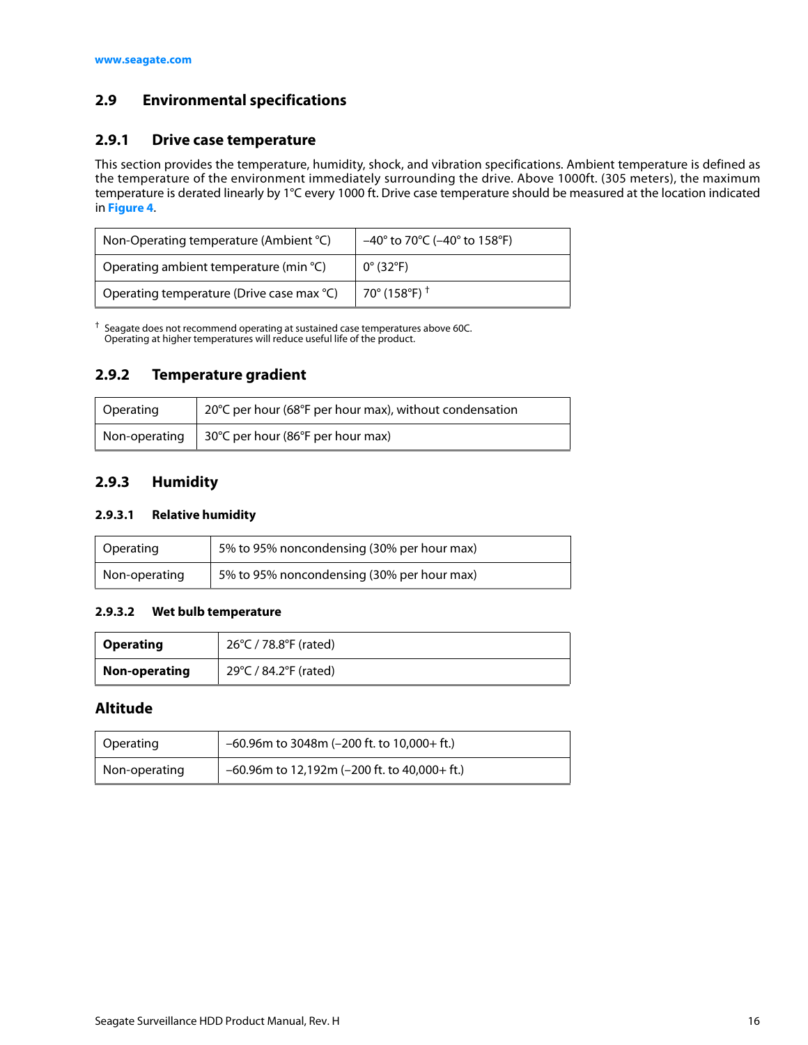## 2.9 Environmental specifications

### 2.9.1 Drive case temperature

This section provides the temperature, humidity, shock, and vibration specifications. Ambient temperature is defined as the temperature of the environment immediately surrounding the drive. Above 1000ft. (305 meters), the maximum temperature is derated linearly by 1°C every 1000 ft. Drive case temperature should be measured at the location indicated in **Figure 4**.

| | |
|---|---|
| Non-Operating temperature (Ambient °C) | –40° to 70°C (–40° to 158°F) |
| Operating ambient temperature (min °C) | 0° (32°F) |
| Operating temperature (Drive case max °C) | 70° (158°F) † |

† Seagate does not recommend operating at sustained case temperatures above 60C. Operating at higher temperatures will reduce useful life of the product.

### 2.9.2 Temperature gradient

| | |
|---|---|
| Operating | 20°C per hour (68°F per hour max), without condensation |
| Non-operating | 30°C per hour (86°F per hour max) |

### 2.9.3 Humidity

#### 2.9.3.1 Relative humidity

| | |
|---|---|
| Operating | 5% to 95% noncondensing (30% per hour max) |
| Non-operating | 5% to 95% noncondensing (30% per hour max) |

#### 2.9.3.2 Wet bulb temperature

| | |
|---|---|
| **Operating** | 26°C / 78.8°F (rated) |
| **Non-operating** | 29°C / 84.2°F (rated) |

### Altitude

| | |
|---|---|
| Operating | –60.96m to 3048m (–200 ft. to 10,000+ ft.) |
| Non-operating | –60.96m to 12,192m (–200 ft. to 40,000+ ft.) |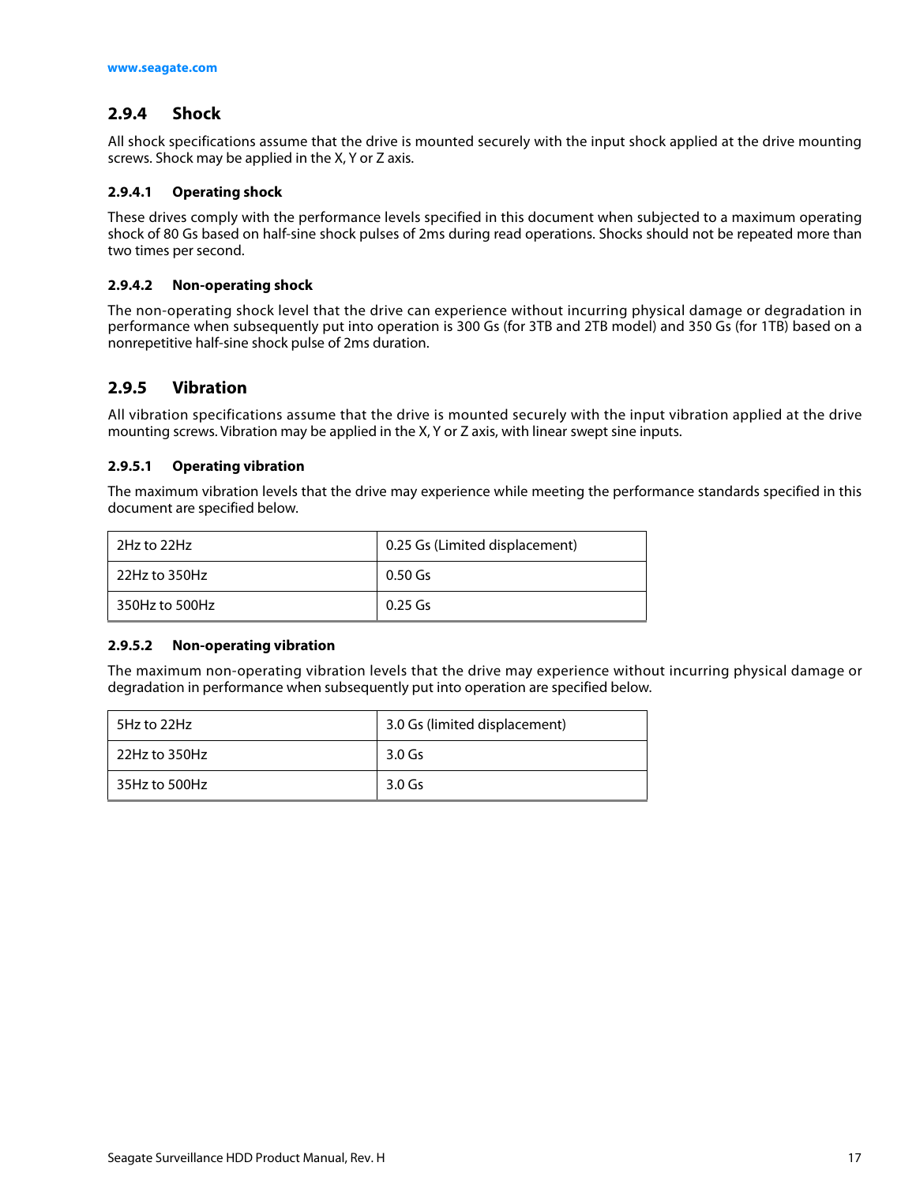### 2.9.4 Shock

All shock specifications assume that the drive is mounted securely with the input shock applied at the drive mounting screws. Shock may be applied in the X, Y or Z axis.

#### 2.9.4.1 Operating shock

These drives comply with the performance levels specified in this document when subjected to a maximum operating shock of 80 Gs based on half-sine shock pulses of 2ms during read operations. Shocks should not be repeated more than two times per second.

#### 2.9.4.2 Non-operating shock

The non-operating shock level that the drive can experience without incurring physical damage or degradation in performance when subsequently put into operation is 300 Gs (for 3TB and 2TB model) and 350 Gs (for 1TB) based on a nonrepetitive half-sine shock pulse of 2ms duration.

### 2.9.5 Vibration

All vibration specifications assume that the drive is mounted securely with the input vibration applied at the drive mounting screws. Vibration may be applied in the X, Y or Z axis, with linear swept sine inputs.

#### 2.9.5.1 Operating vibration

The maximum vibration levels that the drive may experience while meeting the performance standards specified in this document are specified below.

| | |
|---|---|
| 2Hz to 22Hz | 0.25 Gs (Limited displacement) |
| 22Hz to 350Hz | 0.50 Gs |
| 350Hz to 500Hz | 0.25 Gs |

#### 2.9.5.2 Non-operating vibration

The maximum non-operating vibration levels that the drive may experience without incurring physical damage or degradation in performance when subsequently put into operation are specified below.

| | |
|---|---|
| 5Hz to 22Hz | 3.0 Gs (limited displacement) |
| 22Hz to 350Hz | 3.0 Gs |
| 35Hz to 500Hz | 3.0 Gs |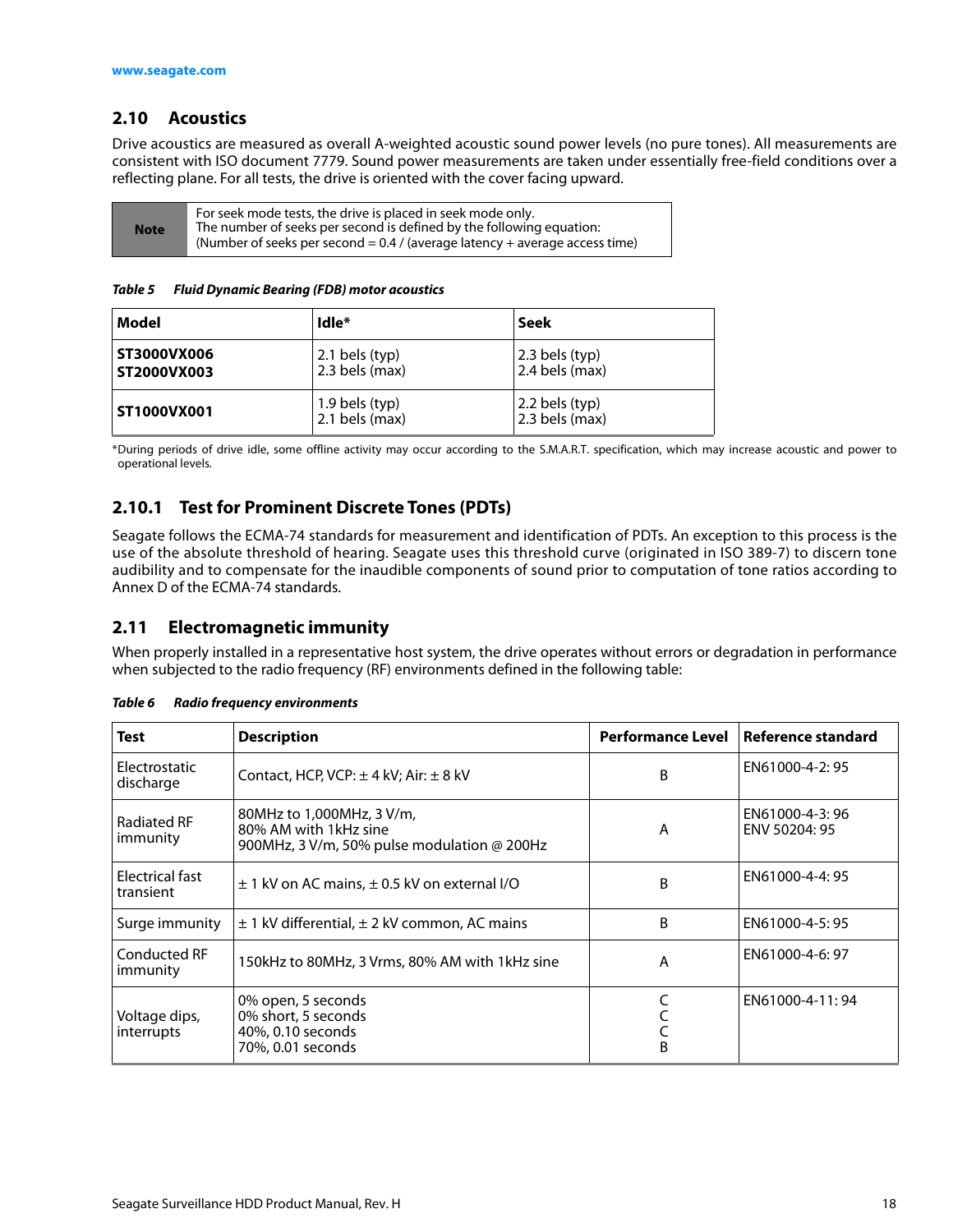## 2.10 Acoustics

Drive acoustics are measured as overall A-weighted acoustic sound power levels (no pure tones). All measurements are consistent with ISO document 7779. Sound power measurements are taken under essentially free-field conditions over a reflecting plane. For all tests, the drive is oriented with the cover facing upward.

| Note | For seek mode tests, the drive is placed in seek mode only.<br>The number of seeks per second is defined by the following equation:<br>(Number of seeks per second = 0.4 / (average latency + average access time) |
|---|---|

***Table 5 Fluid Dynamic Bearing (FDB) motor acoustics***

| Model | Idle* | Seek |
|---|---|---|
| **ST3000VX006**<br>**ST2000VX003** | 2.1 bels (typ)<br>2.3 bels (max) | 2.3 bels (typ)<br>2.4 bels (max) |
| **ST1000VX001** | 1.9 bels (typ)<br>2.1 bels (max) | 2.2 bels (typ)<br>2.3 bels (max) |

*During periods of drive idle, some offline activity may occur according to the S.M.A.R.T. specification, which may increase acoustic and power to operational levels.

### 2.10.1 Test for Prominent Discrete Tones (PDTs)

Seagate follows the ECMA-74 standards for measurement and identification of PDTs. An exception to this process is the use of the absolute threshold of hearing. Seagate uses this threshold curve (originated in ISO 389-7) to discern tone audibility and to compensate for the inaudible components of sound prior to computation of tone ratios according to Annex D of the ECMA-74 standards.

## 2.11 Electromagnetic immunity

When properly installed in a representative host system, the drive operates without errors or degradation in performance when subjected to the radio frequency (RF) environments defined in the following table:

***Table 6 Radio frequency environments***

| Test | Description | Performance Level | Reference standard |
|---|---|---|---|
| Electrostatic discharge | Contact, HCP, VCP: ± 4 kV; Air: ± 8 kV | B | EN61000-4-2: 95 |
| Radiated RF immunity | 80MHz to 1,000MHz, 3 V/m,<br>80% AM with 1kHz sine<br>900MHz, 3 V/m, 50% pulse modulation @ 200Hz | A | EN61000-4-3: 96<br>ENV 50204: 95 |
| Electrical fast transient | ± 1 kV on AC mains, ± 0.5 kV on external I/O | B | EN61000-4-4: 95 |
| Surge immunity | ± 1 kV differential, ± 2 kV common, AC mains | B | EN61000-4-5: 95 |
| Conducted RF immunity | 150kHz to 80MHz, 3 Vrms, 80% AM with 1kHz sine | A | EN61000-4-6: 97 |
| Voltage dips, interrupts | 0% open, 5 seconds<br>0% short, 5 seconds<br>40%, 0.10 seconds<br>70%, 0.01 seconds | C<br>C<br>C<br>B | EN61000-4-11: 94 |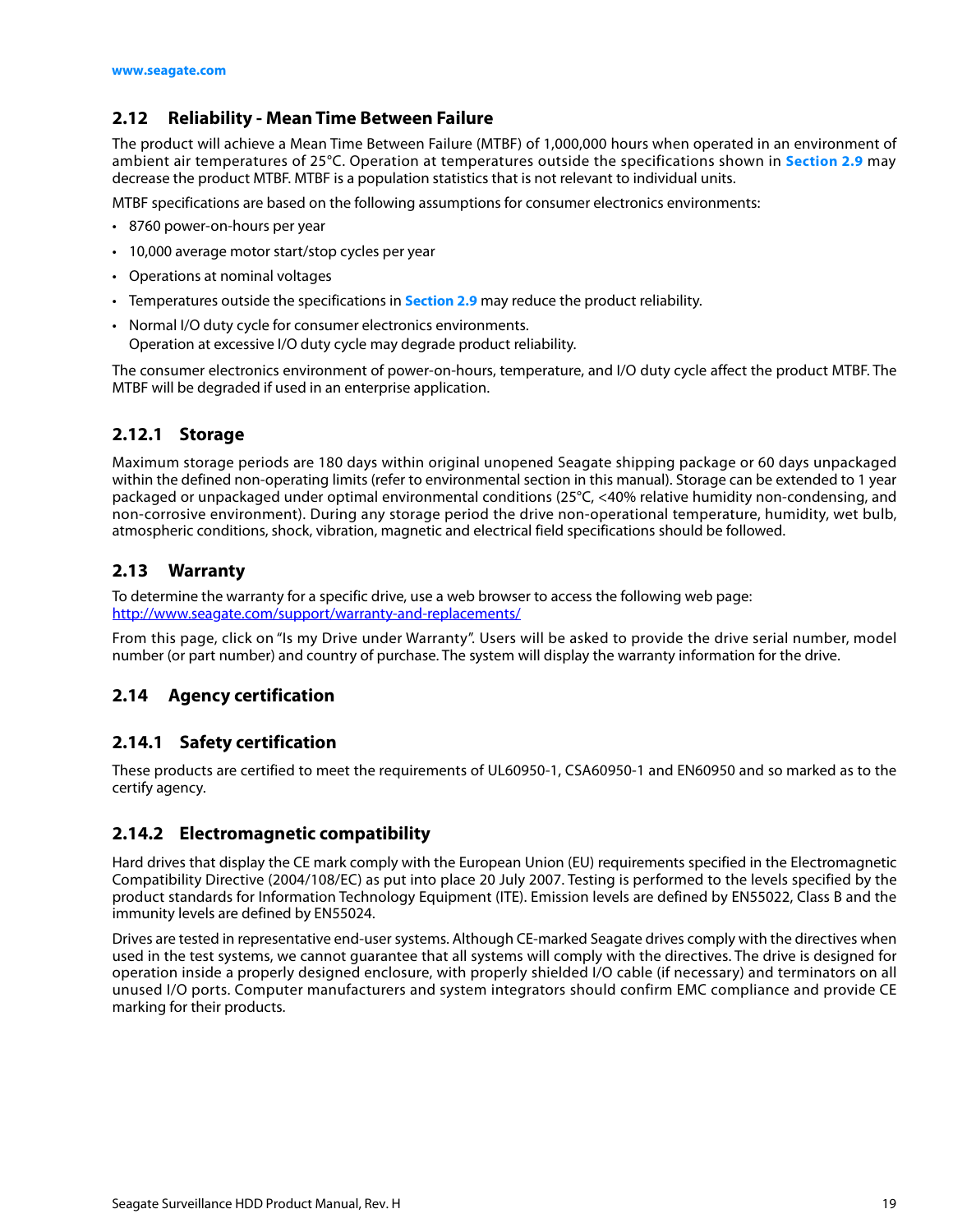## 2.12 Reliability - Mean Time Between Failure

The product will achieve a Mean Time Between Failure (MTBF) of 1,000,000 hours when operated in an environment of ambient air temperatures of 25°C. Operation at temperatures outside the specifications shown in **Section 2.9** may decrease the product MTBF. MTBF is a population statistics that is not relevant to individual units.

MTBF specifications are based on the following assumptions for consumer electronics environments:

- 8760 power-on-hours per year
- 10,000 average motor start/stop cycles per year
- Operations at nominal voltages
- Temperatures outside the specifications in **Section 2.9** may reduce the product reliability.
- Normal I/O duty cycle for consumer electronics environments.
  Operation at excessive I/O duty cycle may degrade product reliability.

The consumer electronics environment of power-on-hours, temperature, and I/O duty cycle affect the product MTBF. The MTBF will be degraded if used in an enterprise application.

### 2.12.1 Storage

Maximum storage periods are 180 days within original unopened Seagate shipping package or 60 days unpackaged within the defined non-operating limits (refer to environmental section in this manual). Storage can be extended to 1 year packaged or unpackaged under optimal environmental conditions (25°C, <40% relative humidity non-condensing, and non-corrosive environment). During any storage period the drive non-operational temperature, humidity, wet bulb, atmospheric conditions, shock, vibration, magnetic and electrical field specifications should be followed.

## 2.13 Warranty

To determine the warranty for a specific drive, use a web browser to access the following web page:
http://www.seagate.com/support/warranty-and-replacements/

From this page, click on "Is my Drive under Warranty". Users will be asked to provide the drive serial number, model number (or part number) and country of purchase. The system will display the warranty information for the drive.

## 2.14 Agency certification

### 2.14.1 Safety certification

These products are certified to meet the requirements of UL60950-1, CSA60950-1 and EN60950 and so marked as to the certify agency.

### 2.14.2 Electromagnetic compatibility

Hard drives that display the CE mark comply with the European Union (EU) requirements specified in the Electromagnetic Compatibility Directive (2004/108/EC) as put into place 20 July 2007. Testing is performed to the levels specified by the product standards for Information Technology Equipment (ITE). Emission levels are defined by EN55022, Class B and the immunity levels are defined by EN55024.

Drives are tested in representative end-user systems. Although CE-marked Seagate drives comply with the directives when used in the test systems, we cannot guarantee that all systems will comply with the directives. The drive is designed for operation inside a properly designed enclosure, with properly shielded I/O cable (if necessary) and terminators on all unused I/O ports. Computer manufacturers and system integrators should confirm EMC compliance and provide CE marking for their products.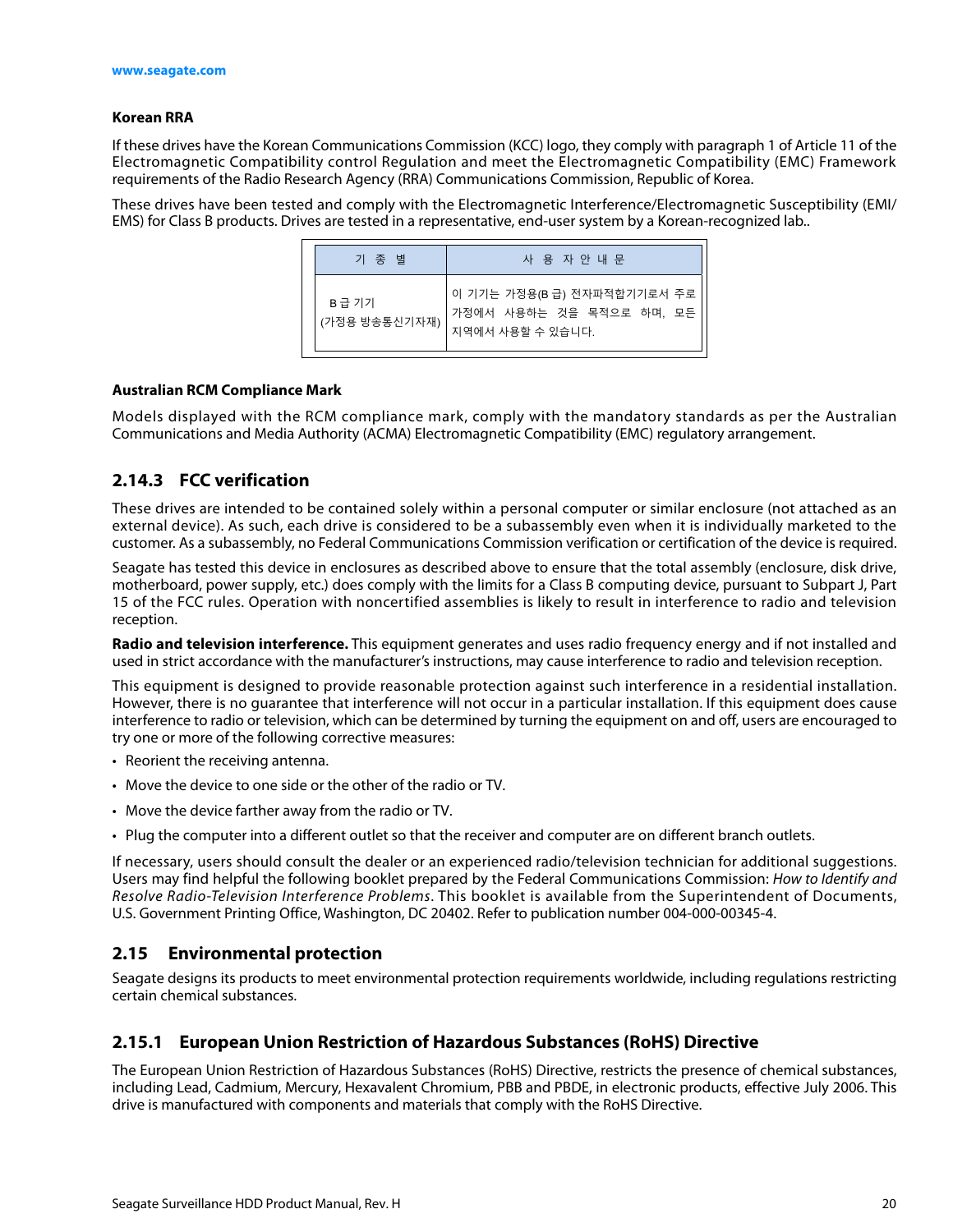**Korean RRA**

If these drives have the Korean Communications Commission (KCC) logo, they comply with paragraph 1 of Article 11 of the Electromagnetic Compatibility control Regulation and meet the Electromagnetic Compatibility (EMC) Framework requirements of the Radio Research Agency (RRA) Communications Commission, Republic of Korea.

These drives have been tested and comply with the Electromagnetic Interference/Electromagnetic Susceptibility (EMI/EMS) for Class B products. Drives are tested in a representative, end-user system by a Korean-recognized lab..

| 기 종 별 | 사 용 자 안 내 문 |
|---|---|
| B 급 기기<br>(가정용 방송통신기자재) | 이 기기는 가정용(B 급) 전자파적합기기로서 주로 가정에서 사용하는 것을 목적으로 하며, 모든 지역에서 사용할 수 있습니다. |

**Australian RCM Compliance Mark**

Models displayed with the RCM compliance mark, comply with the mandatory standards as per the Australian Communications and Media Authority (ACMA) Electromagnetic Compatibility (EMC) regulatory arrangement.

### 2.14.3 FCC verification

These drives are intended to be contained solely within a personal computer or similar enclosure (not attached as an external device). As such, each drive is considered to be a subassembly even when it is individually marketed to the customer. As a subassembly, no Federal Communications Commission verification or certification of the device is required.

Seagate has tested this device in enclosures as described above to ensure that the total assembly (enclosure, disk drive, motherboard, power supply, etc.) does comply with the limits for a Class B computing device, pursuant to Subpart J, Part 15 of the FCC rules. Operation with noncertified assemblies is likely to result in interference to radio and television reception.

**Radio and television interference.** This equipment generates and uses radio frequency energy and if not installed and used in strict accordance with the manufacturer's instructions, may cause interference to radio and television reception.

This equipment is designed to provide reasonable protection against such interference in a residential installation. However, there is no guarantee that interference will not occur in a particular installation. If this equipment does cause interference to radio or television, which can be determined by turning the equipment on and off, users are encouraged to try one or more of the following corrective measures:

- Reorient the receiving antenna.
- Move the device to one side or the other of the radio or TV.
- Move the device farther away from the radio or TV.
- Plug the computer into a different outlet so that the receiver and computer are on different branch outlets.

If necessary, users should consult the dealer or an experienced radio/television technician for additional suggestions. Users may find helpful the following booklet prepared by the Federal Communications Commission: *How to Identify and Resolve Radio-Television Interference Problems*. This booklet is available from the Superintendent of Documents, U.S. Government Printing Office, Washington, DC 20402. Refer to publication number 004-000-00345-4.

## 2.15 Environmental protection

Seagate designs its products to meet environmental protection requirements worldwide, including regulations restricting certain chemical substances.

### 2.15.1 European Union Restriction of Hazardous Substances (RoHS) Directive

The European Union Restriction of Hazardous Substances (RoHS) Directive, restricts the presence of chemical substances, including Lead, Cadmium, Mercury, Hexavalent Chromium, PBB and PBDE, in electronic products, effective July 2006. This drive is manufactured with components and materials that comply with the RoHS Directive.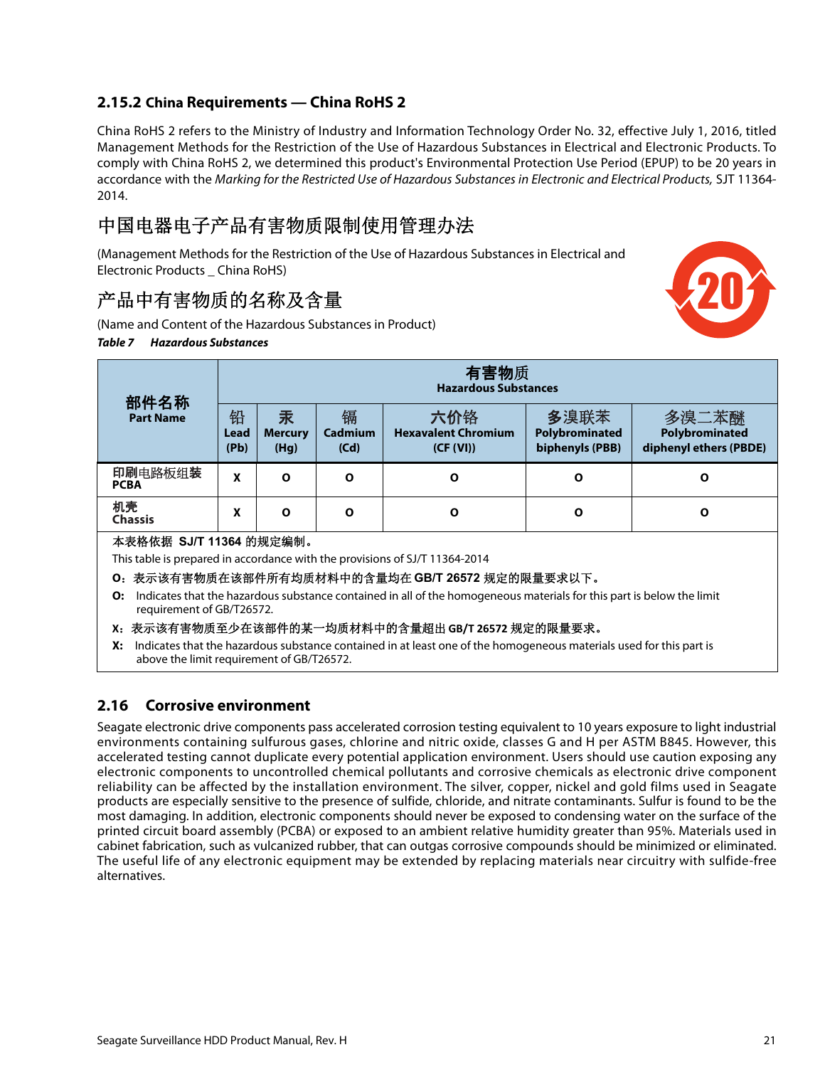### 2.15.2 China Requirements — China RoHS 2

China RoHS 2 refers to the Ministry of Industry and Information Technology Order No. 32, effective July 1, 2016, titled Management Methods for the Restriction of the Use of Hazardous Substances in Electrical and Electronic Products. To comply with China RoHS 2, we determined this product's Environmental Protection Use Period (EPUP) to be 20 years in accordance with the *Marking for the Restricted Use of Hazardous Substances in Electronic and Electrical Products,* SJT 11364-2014.

## 中国电器电子产品有害物质限制使用管理办法

(Management Methods for the Restriction of the Use of Hazardous Substances in Electrical and Electronic Products _ China RoHS)

## 产品中有害物质的名称及含量

(Name and Content of the Hazardous Substances in Product)

***Table 7 Hazardous Substances***

| 部件名称 Part Name | 有害物质 Hazardous Substances | | | | | |
|---|---|---|---|---|---|---|
| | 铅 Lead (Pb) | 汞 Mercury (Hg) | 镉 Cadmium (Cd) | 六价铬 Hexavalent Chromium (CF (VI)) | 多溴联苯 Polybrominated biphenyls (PBB) | 多溴二苯醚 Polybrominated diphenyl ethers (PBDE) |
| 印刷电路板组装 PCBA | X | O | O | O | O | O |
| 机壳 Chassis | X | O | O | O | O | O |

本表格依据 SJ/T 11364 的规定编制。

This table is prepared in accordance with the provisions of SJ/T 11364-2014

**O:** 表示该有害物质在该部件所有均质材料中的含量均在 GB/T 26572 规定的限量要求以下。

**O:** Indicates that the hazardous substance contained in all of the homogeneous materials for this part is below the limit requirement of GB/T26572.

**X:** 表示该有害物质至少在该部件的某一均质材料中的含量超出 GB/T 26572 规定的限量要求。

**X:** Indicates that the hazardous substance contained in at least one of the homogeneous materials used for this part is above the limit requirement of GB/T26572.

## 2.16 Corrosive environment

Seagate electronic drive components pass accelerated corrosion testing equivalent to 10 years exposure to light industrial environments containing sulfurous gases, chlorine and nitric oxide, classes G and H per ASTM B845. However, this accelerated testing cannot duplicate every potential application environment. Users should use caution exposing any electronic components to uncontrolled chemical pollutants and corrosive chemicals as electronic drive component reliability can be affected by the installation environment. The silver, copper, nickel and gold films used in Seagate products are especially sensitive to the presence of sulfide, chloride, and nitrate contaminants. Sulfur is found to be the most damaging. In addition, electronic components should never be exposed to condensing water on the surface of the printed circuit board assembly (PCBA) or exposed to an ambient relative humidity greater than 95%. Materials used in cabinet fabrication, such as vulcanized rubber, that can outgas corrosive compounds should be minimized or eliminated. The useful life of any electronic equipment may be extended by replacing materials near circuitry with sulfide-free alternatives.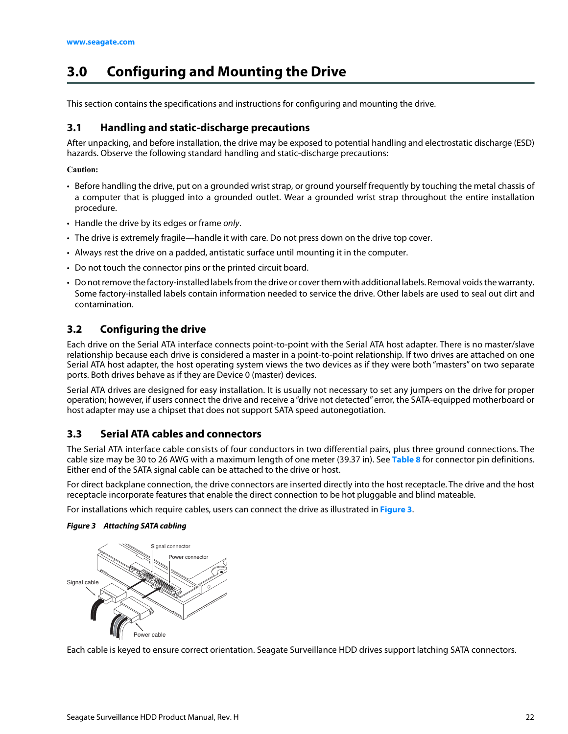# 3.0 Configuring and Mounting the Drive

This section contains the specifications and instructions for configuring and mounting the drive.

## 3.1 Handling and static-discharge precautions

After unpacking, and before installation, the drive may be exposed to potential handling and electrostatic discharge (ESD) hazards. Observe the following standard handling and static-discharge precautions:

**Caution:**

- Before handling the drive, put on a grounded wrist strap, or ground yourself frequently by touching the metal chassis of a computer that is plugged into a grounded outlet. Wear a grounded wrist strap throughout the entire installation procedure.
- Handle the drive by its edges or frame *only*.
- The drive is extremely fragile—handle it with care. Do not press down on the drive top cover.
- Always rest the drive on a padded, antistatic surface until mounting it in the computer.
- Do not touch the connector pins or the printed circuit board.
- Do not remove the factory-installed labels from the drive or cover them with additional labels. Removal voids the warranty. Some factory-installed labels contain information needed to service the drive. Other labels are used to seal out dirt and contamination.

## 3.2 Configuring the drive

Each drive on the Serial ATA interface connects point-to-point with the Serial ATA host adapter. There is no master/slave relationship because each drive is considered a master in a point-to-point relationship. If two drives are attached on one Serial ATA host adapter, the host operating system views the two devices as if they were both "masters" on two separate ports. Both drives behave as if they are Device 0 (master) devices.

Serial ATA drives are designed for easy installation. It is usually not necessary to set any jumpers on the drive for proper operation; however, if users connect the drive and receive a "drive not detected" error, the SATA-equipped motherboard or host adapter may use a chipset that does not support SATA speed autonegotiation.

## 3.3 Serial ATA cables and connectors

The Serial ATA interface cable consists of four conductors in two differential pairs, plus three ground connections. The cable size may be 30 to 26 AWG with a maximum length of one meter (39.37 in). See **Table 8** for connector pin definitions. Either end of the SATA signal cable can be attached to the drive or host.

For direct backplane connection, the drive connectors are inserted directly into the host receptacle. The drive and the host receptacle incorporate features that enable the direct connection to be hot pluggable and blind mateable.

For installations which require cables, users can connect the drive as illustrated in **Figure 3**.

***Figure 3 Attaching SATA cabling***

Each cable is keyed to ensure correct orientation. Seagate Surveillance HDD drives support latching SATA connectors.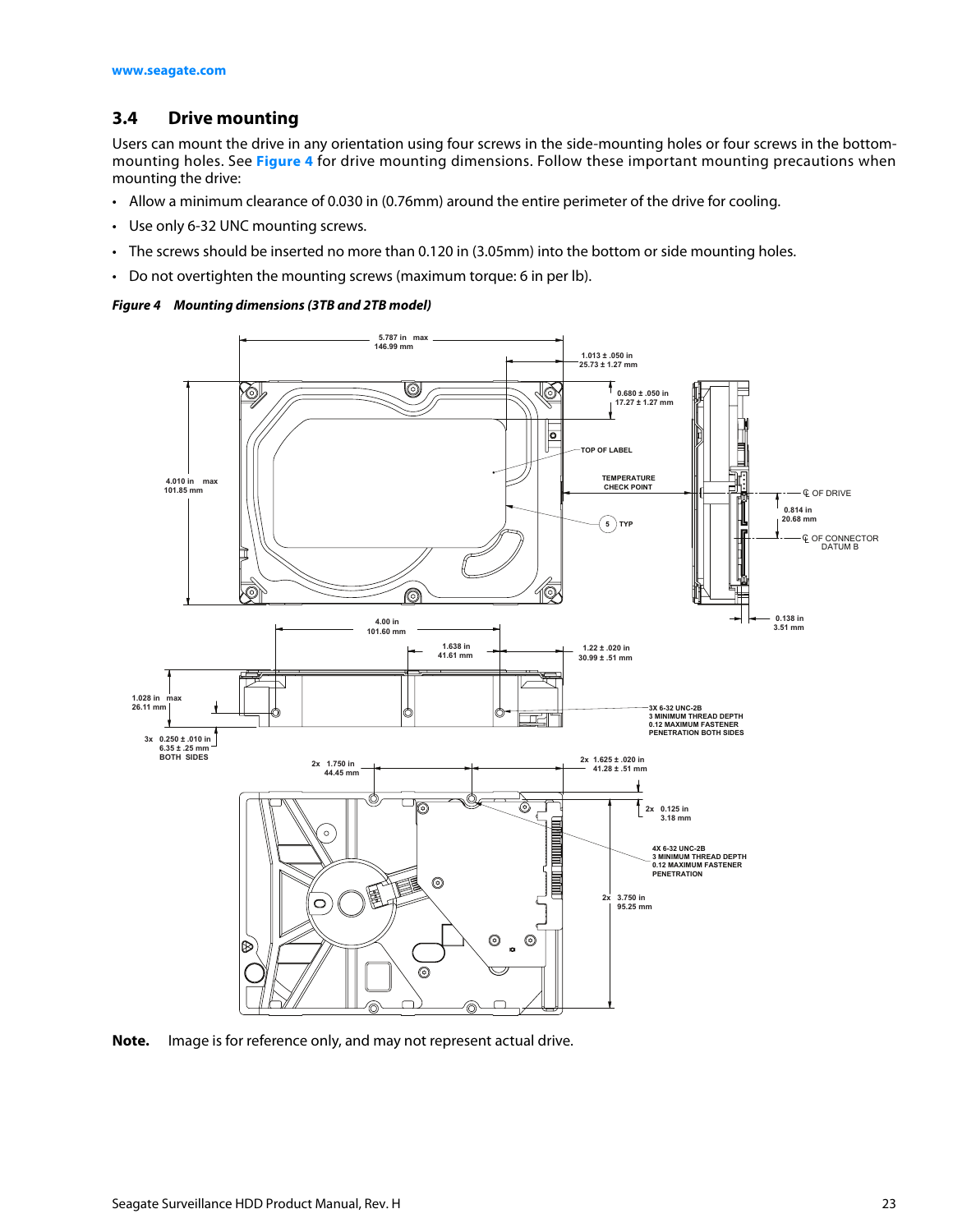## 3.4 Drive mounting

Users can mount the drive in any orientation using four screws in the side-mounting holes or four screws in the bottom-mounting holes. See **Figure 4** for drive mounting dimensions. Follow these important mounting precautions when mounting the drive:

- Allow a minimum clearance of 0.030 in (0.76mm) around the entire perimeter of the drive for cooling.
- Use only 6-32 UNC mounting screws.
- The screws should be inserted no more than 0.120 in (3.05mm) into the bottom or side mounting holes.
- Do not overtighten the mounting screws (maximum torque: 6 in per lb).

***Figure 4 Mounting dimensions (3TB and 2TB model)***

**Note.** Image is for reference only, and may not represent actual drive.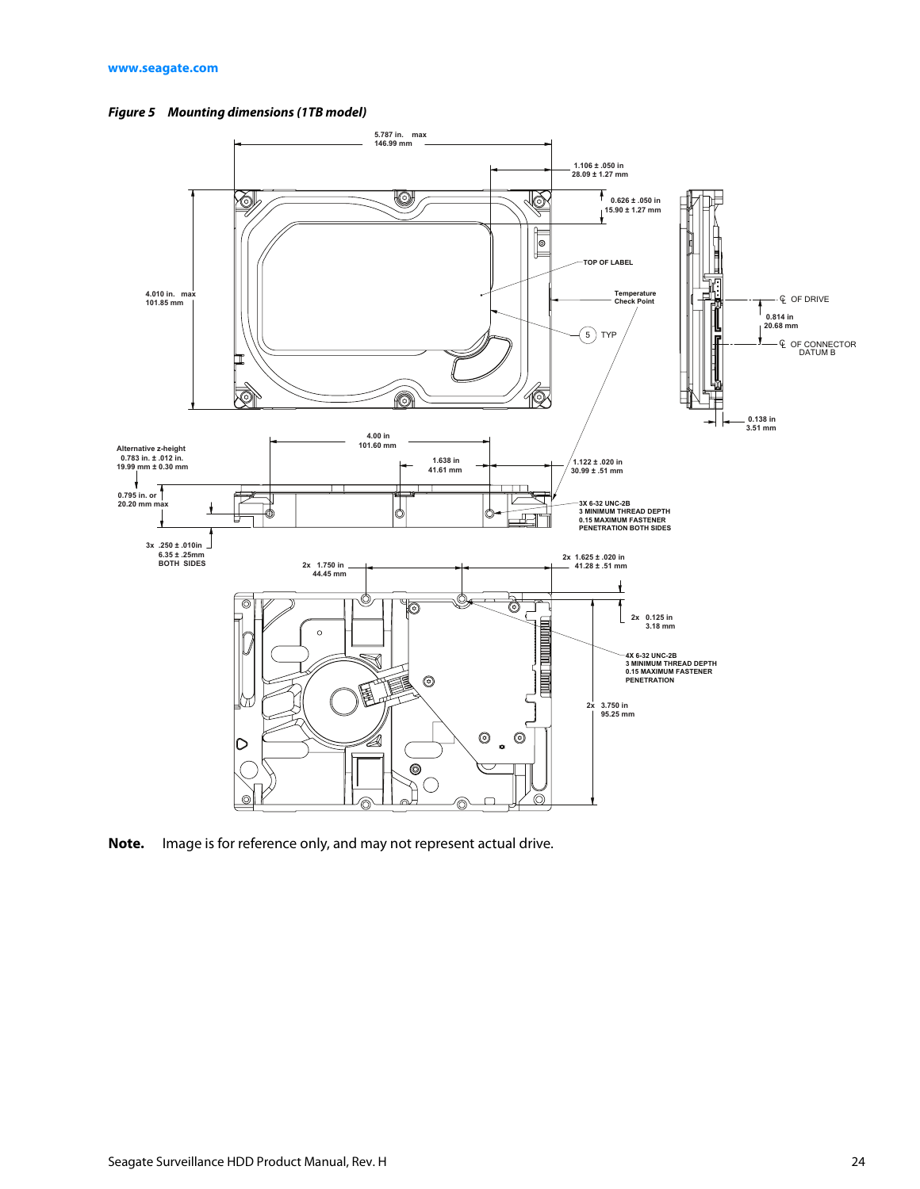*Figure 5 Mounting dimensions (1TB model)*

**Note.** Image is for reference only, and may not represent actual drive.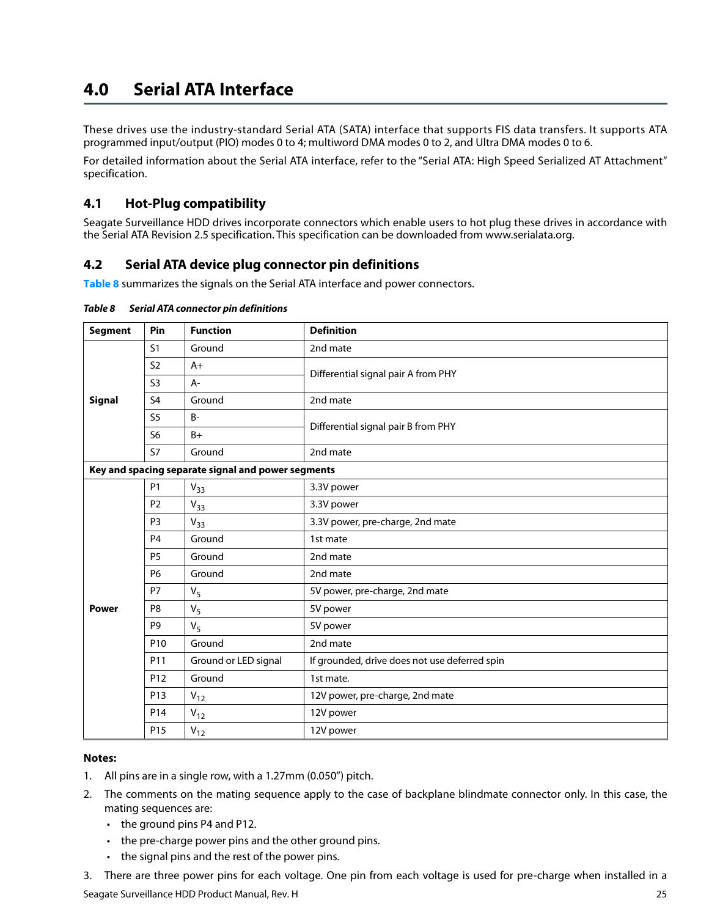# 4.0 Serial ATA Interface

These drives use the industry-standard Serial ATA (SATA) interface that supports FIS data transfers. It supports ATA programmed input/output (PIO) modes 0 to 4; multiword DMA modes 0 to 2, and Ultra DMA modes 0 to 6.

For detailed information about the Serial ATA interface, refer to the "Serial ATA: High Speed Serialized AT Attachment" specification.

## 4.1 Hot-Plug compatibility

Seagate Surveillance HDD drives incorporate connectors which enable users to hot plug these drives in accordance with the Serial ATA Revision 2.5 specification. This specification can be downloaded from www.serialata.org.

## 4.2 Serial ATA device plug connector pin definitions

**Table 8** summarizes the signals on the Serial ATA interface and power connectors.

***Table 8 Serial ATA connector pin definitions***

| Segment | Pin | Function | Definition |
|---|---|---|---|
| **Signal** | S1 | Ground | 2nd mate |
| | S2 | A+ | Differential signal pair A from PHY |
| | S3 | A- | |
| | S4 | Ground | 2nd mate |
| | S5 | B- | Differential signal pair B from PHY |
| | S6 | B+ | |
| | S7 | Ground | 2nd mate |
| **Key and spacing separate signal and power segments** | | | |
| **Power** | P1 | $V_{33}$ | 3.3V power |
| | P2 | $V_{33}$ | 3.3V power |
| | P3 | $V_{33}$ | 3.3V power, pre-charge, 2nd mate |
| | P4 | Ground | 1st mate |
| | P5 | Ground | 2nd mate |
| | P6 | Ground | 2nd mate |
| | P7 | $V_5$ | 5V power, pre-charge, 2nd mate |
| | P8 | $V_5$ | 5V power |
| | P9 | $V_5$ | 5V power |
| | P10 | Ground | 2nd mate |
| | P11 | Ground or LED signal | If grounded, drive does not use deferred spin |
| | P12 | Ground | 1st mate. |
| | P13 | $V_{12}$ | 12V power, pre-charge, 2nd mate |
| | P14 | $V_{12}$ | 12V power |
| | P15 | $V_{12}$ | 12V power |

**Notes:**

1. All pins are in a single row, with a 1.27mm (0.050") pitch.
2. The comments on the mating sequence apply to the case of backplane blindmate connector only. In this case, the mating sequences are:
   - the ground pins P4 and P12.
   - the pre-charge power pins and the other ground pins.
   - the signal pins and the rest of the power pins.
3. There are three power pins for each voltage. One pin from each voltage is used for pre-charge when installed in a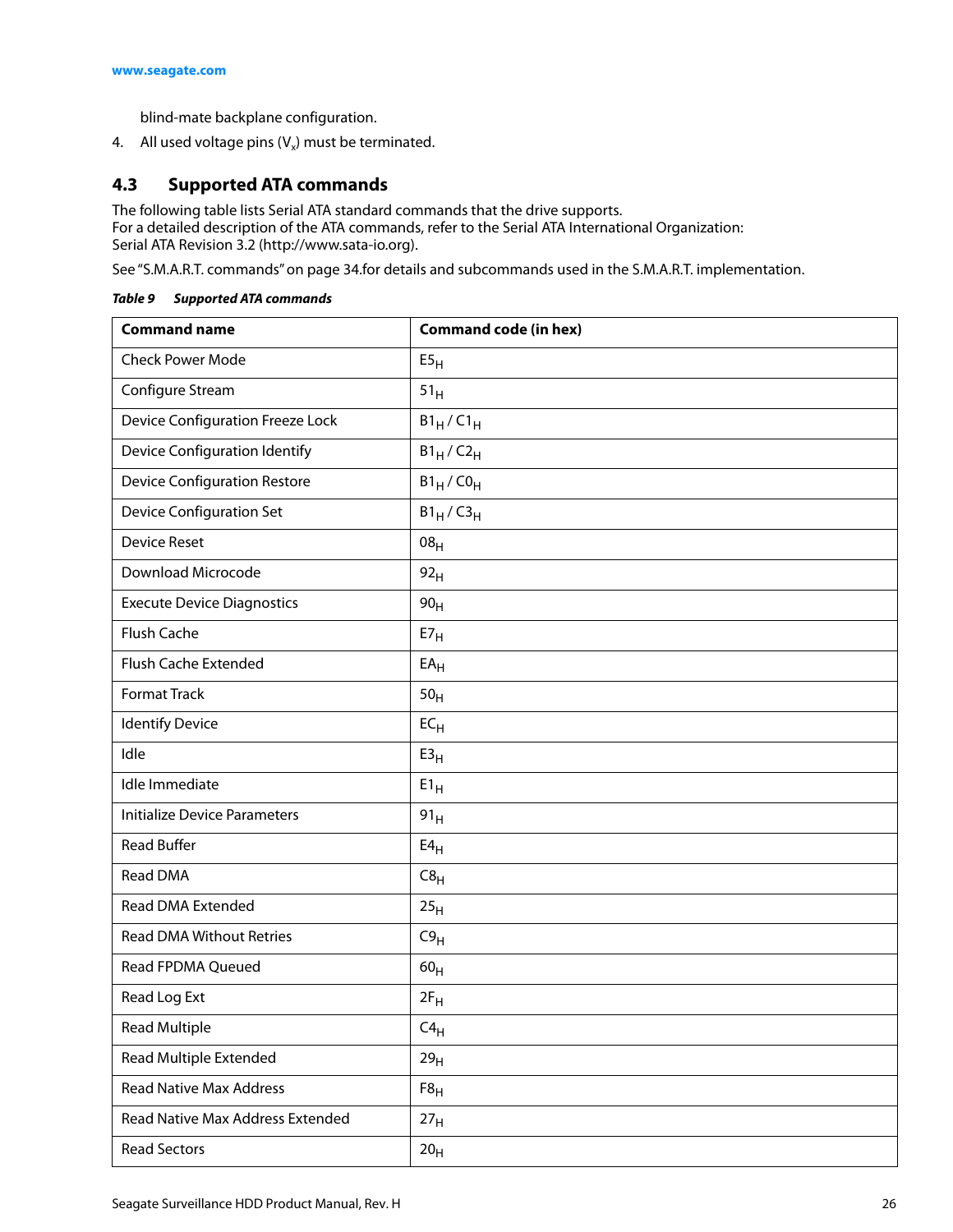blind-mate backplane configuration.

4. All used voltage pins ($V_x$) must be terminated.

## 4.3 Supported ATA commands

The following table lists Serial ATA standard commands that the drive supports.
For a detailed description of the ATA commands, refer to the Serial ATA International Organization:
Serial ATA Revision 3.2 (http://www.sata-io.org).

See "S.M.A.R.T. commands" on page 34.for details and subcommands used in the S.M.A.R.T. implementation.

***Table 9 Supported ATA commands***

| Command name | Command code (in hex) |
|---|---|
| Check Power Mode | $E5_H$ |
| Configure Stream | $51_H$ |
| Device Configuration Freeze Lock | $B1_H$ / $C1_H$ |
| Device Configuration Identify | $B1_H$ / $C2_H$ |
| Device Configuration Restore | $B1_H$ / $C0_H$ |
| Device Configuration Set | $B1_H$ / $C3_H$ |
| Device Reset | $08_H$ |
| Download Microcode | $92_H$ |
| Execute Device Diagnostics | $90_H$ |
| Flush Cache | $E7_H$ |
| Flush Cache Extended | $EA_H$ |
| Format Track | $50_H$ |
| Identify Device | $EC_H$ |
| Idle | $E3_H$ |
| Idle Immediate | $E1_H$ |
| Initialize Device Parameters | $91_H$ |
| Read Buffer | $E4_H$ |
| Read DMA | $C8_H$ |
| Read DMA Extended | $25_H$ |
| Read DMA Without Retries | $C9_H$ |
| Read FPDMA Queued | $60_H$ |
| Read Log Ext | $2F_H$ |
| Read Multiple | $C4_H$ |
| Read Multiple Extended | $29_H$ |
| Read Native Max Address | $F8_H$ |
| Read Native Max Address Extended | $27_H$ |
| Read Sectors | $20_H$ |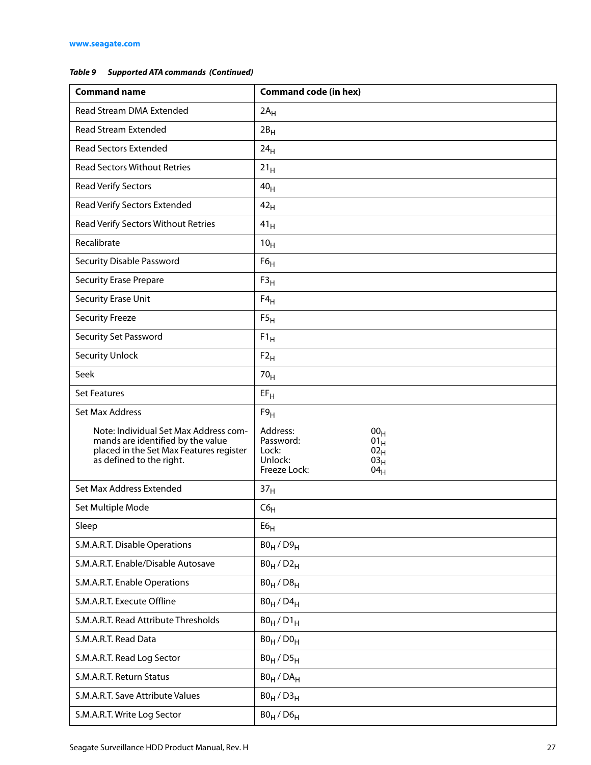*Table 9 Supported ATA commands (Continued)*

| Command name | Command code (in hex) |
|---|---|
| Read Stream DMA Extended | $2A_H$ |
| Read Stream Extended | $2B_H$ |
| Read Sectors Extended | $24_H$ |
| Read Sectors Without Retries | $21_H$ |
| Read Verify Sectors | $40_H$ |
| Read Verify Sectors Extended | $42_H$ |
| Read Verify Sectors Without Retries | $41_H$ |
| Recalibrate | $10_H$ |
| Security Disable Password | $F6_H$ |
| Security Erase Prepare | $F3_H$ |
| Security Erase Unit | $F4_H$ |
| Security Freeze | $F5_H$ |
| Security Set Password | $F1_H$ |
| Security Unlock | $F2_H$ |
| Seek | $70_H$ |
| Set Features | $EF_H$ |
| Set Max Address<br><br>Note: Individual Set Max Address commands are identified by the value placed in the Set Max Features register as defined to the right. | $F9_H$<br><br>Address: $00_H$<br>Password: $01_H$<br>Lock: $02_H$<br>Unlock: $03_H$<br>Freeze Lock: $04_H$ |
| Set Max Address Extended | $37_H$ |
| Set Multiple Mode | $C6_H$ |
| Sleep | $E6_H$ |
| S.M.A.R.T. Disable Operations | $B0_H$ / $D9_H$ |
| S.M.A.R.T. Enable/Disable Autosave | $B0_H$ / $D2_H$ |
| S.M.A.R.T. Enable Operations | $B0_H$ / $D8_H$ |
| S.M.A.R.T. Execute Offline | $B0_H$ / $D4_H$ |
| S.M.A.R.T. Read Attribute Thresholds | $B0_H$ / $D1_H$ |
| S.M.A.R.T. Read Data | $B0_H$ / $D0_H$ |
| S.M.A.R.T. Read Log Sector | $B0_H$ / $D5_H$ |
| S.M.A.R.T. Return Status | $B0_H$ / $DA_H$ |
| S.M.A.R.T. Save Attribute Values | $B0_H$ / $D3_H$ |
| S.M.A.R.T. Write Log Sector | $B0_H$ / $D6_H$ |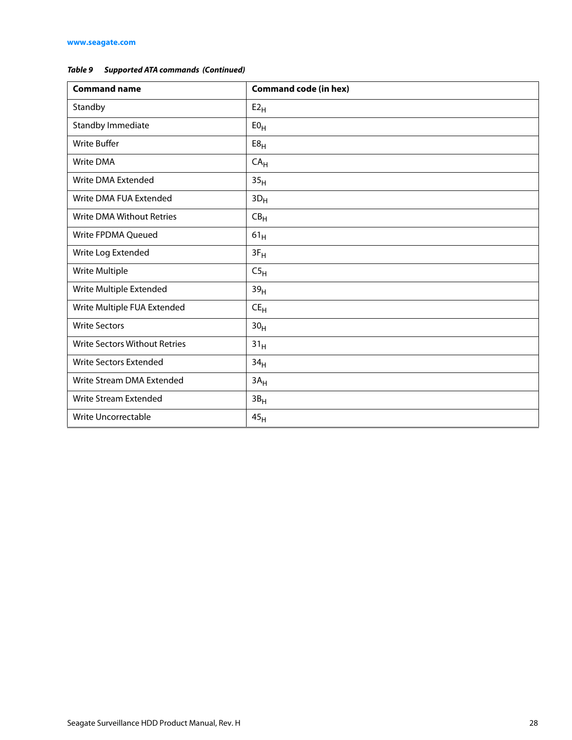*Table 9 Supported ATA commands (Continued)*

| Command name | Command code (in hex) |
|---|---|
| Standby | $E2_H$ |
| Standby Immediate | $E0_H$ |
| Write Buffer | $E8_H$ |
| Write DMA | $CA_H$ |
| Write DMA Extended | $35_H$ |
| Write DMA FUA Extended | $3D_H$ |
| Write DMA Without Retries | $CB_H$ |
| Write FPDMA Queued | $61_H$ |
| Write Log Extended | $3F_H$ |
| Write Multiple | $C5_H$ |
| Write Multiple Extended | $39_H$ |
| Write Multiple FUA Extended | $CE_H$ |
| Write Sectors | $30_H$ |
| Write Sectors Without Retries | $31_H$ |
| Write Sectors Extended | $34_H$ |
| Write Stream DMA Extended | $3A_H$ |
| Write Stream Extended | $3B_H$ |
| Write Uncorrectable | $45_H$ |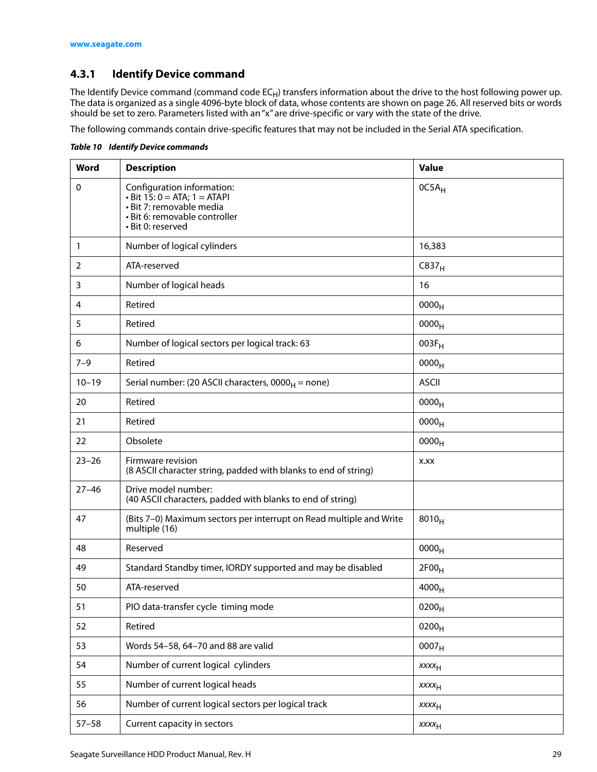### 4.3.1 Identify Device command

The Identify Device command (command code $EC_H$) transfers information about the drive to the host following power up. The data is organized as a single 4096-byte block of data, whose contents are shown on page 26. All reserved bits or words should be set to zero. Parameters listed with an "x" are drive-specific or vary with the state of the drive.

The following commands contain drive-specific features that may not be included in the Serial ATA specification.

***Table 10 Identify Device commands***

| Word | Description | Value |
|---|---|---|
| 0 | Configuration information:<br>• Bit 15: 0 = ATA; 1 = ATAPI<br>• Bit 7: removable media<br>• Bit 6: removable controller<br>• Bit 0: reserved | $0C5A_H$ |
| 1 | Number of logical cylinders | 16,383 |
| 2 | ATA-reserved | $C837_H$ |
| 3 | Number of logical heads | 16 |
| 4 | Retired | $0000_H$ |
| 5 | Retired | $0000_H$ |
| 6 | Number of logical sectors per logical track: 63 | $003F_H$ |
| 7–9 | Retired | $0000_H$ |
| 10–19 | Serial number: (20 ASCII characters, $0000_H$ = none) | ASCII |
| 20 | Retired | $0000_H$ |
| 21 | Retired | $0000_H$ |
| 22 | Obsolete | $0000_H$ |
| 23–26 | Firmware revision<br>(8 ASCII character string, padded with blanks to end of string) | x.xx |
| 27–46 | Drive model number:<br>(40 ASCII characters, padded with blanks to end of string) | |
| 47 | (Bits 7–0) Maximum sectors per interrupt on Read multiple and Write multiple (16) | $8010_H$ |
| 48 | Reserved | $0000_H$ |
| 49 | Standard Standby timer, IORDY supported and may be disabled | $2F00_H$ |
| 50 | ATA-reserved | $4000_H$ |
| 51 | PIO data-transfer cycle timing mode | $0200_H$ |
| 52 | Retired | $0200_H$ |
| 53 | Words 54–58, 64–70 and 88 are valid | $0007_H$ |
| 54 | Number of current logical cylinders | $xxxx_H$ |
| 55 | Number of current logical heads | $xxxx_H$ |
| 56 | Number of current logical sectors per logical track | $xxxx_H$ |
| 57–58 | Current capacity in sectors | $xxxx_H$ |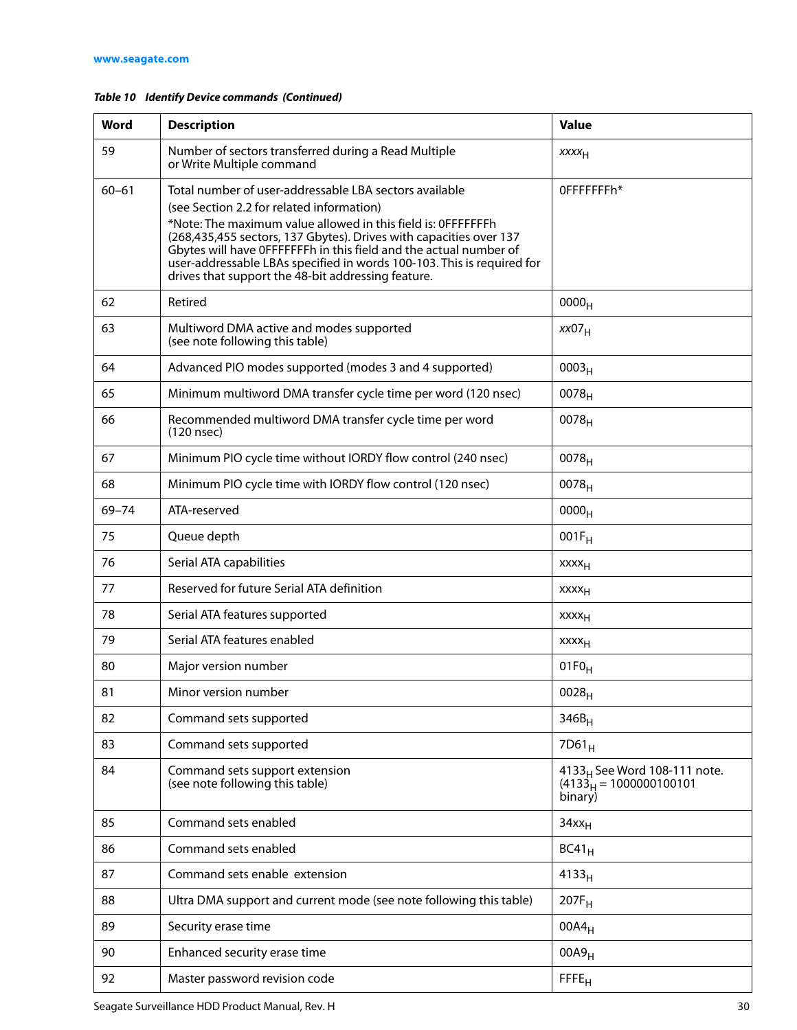*Table 10 Identify Device commands (Continued)*

| Word | Description | Value |
|---|---|---|
| 59 | Number of sectors transferred during a Read Multiple or Write Multiple command | *xxxx*$_H$ |
| 60–61 | Total number of user-addressable LBA sectors available (see Section 2.2 for related information) *Note: The maximum value allowed in this field is: 0FFFFFFFh (268,435,455 sectors, 137 Gbytes). Drives with capacities over 137 Gbytes will have 0FFFFFFFh in this field and the actual number of user-addressable LBAs specified in words 100-103. This is required for drives that support the 48-bit addressing feature. | 0FFFFFFFh* |
| 62 | Retired | 0000$_H$ |
| 63 | Multiword DMA active and modes supported (see note following this table) | *xx*07$_H$ |
| 64 | Advanced PIO modes supported (modes 3 and 4 supported) | 0003$_H$ |
| 65 | Minimum multiword DMA transfer cycle time per word (120 nsec) | 0078$_H$ |
| 66 | Recommended multiword DMA transfer cycle time per word (120 nsec) | 0078$_H$ |
| 67 | Minimum PIO cycle time without IORDY flow control (240 nsec) | 0078$_H$ |
| 68 | Minimum PIO cycle time with IORDY flow control (120 nsec) | 0078$_H$ |
| 69–74 | ATA-reserved | 0000$_H$ |
| 75 | Queue depth | 001F$_H$ |
| 76 | Serial ATA capabilities | xxxx$_H$ |
| 77 | Reserved for future Serial ATA definition | xxxx$_H$ |
| 78 | Serial ATA features supported | xxxx$_H$ |
| 79 | Serial ATA features enabled | xxxx$_H$ |
| 80 | Major version number | 01F0$_H$ |
| 81 | Minor version number | 0028$_H$ |
| 82 | Command sets supported | 346B$_H$ |
| 83 | Command sets supported | 7D61$_H$ |
| 84 | Command sets support extension (see note following this table) | 4133$_H$ See Word 108-111 note. (4133$_H$ = 1000000100101 binary) |
| 85 | Command sets enabled | 34xx$_H$ |
| 86 | Command sets enabled | BC41$_H$ |
| 87 | Command sets enable extension | 4133$_H$ |
| 88 | Ultra DMA support and current mode (see note following this table) | 207F$_H$ |
| 89 | Security erase time | 00A4$_H$ |
| 90 | Enhanced security erase time | 00A9$_H$ |
| 92 | Master password revision code | FFFE$_H$ |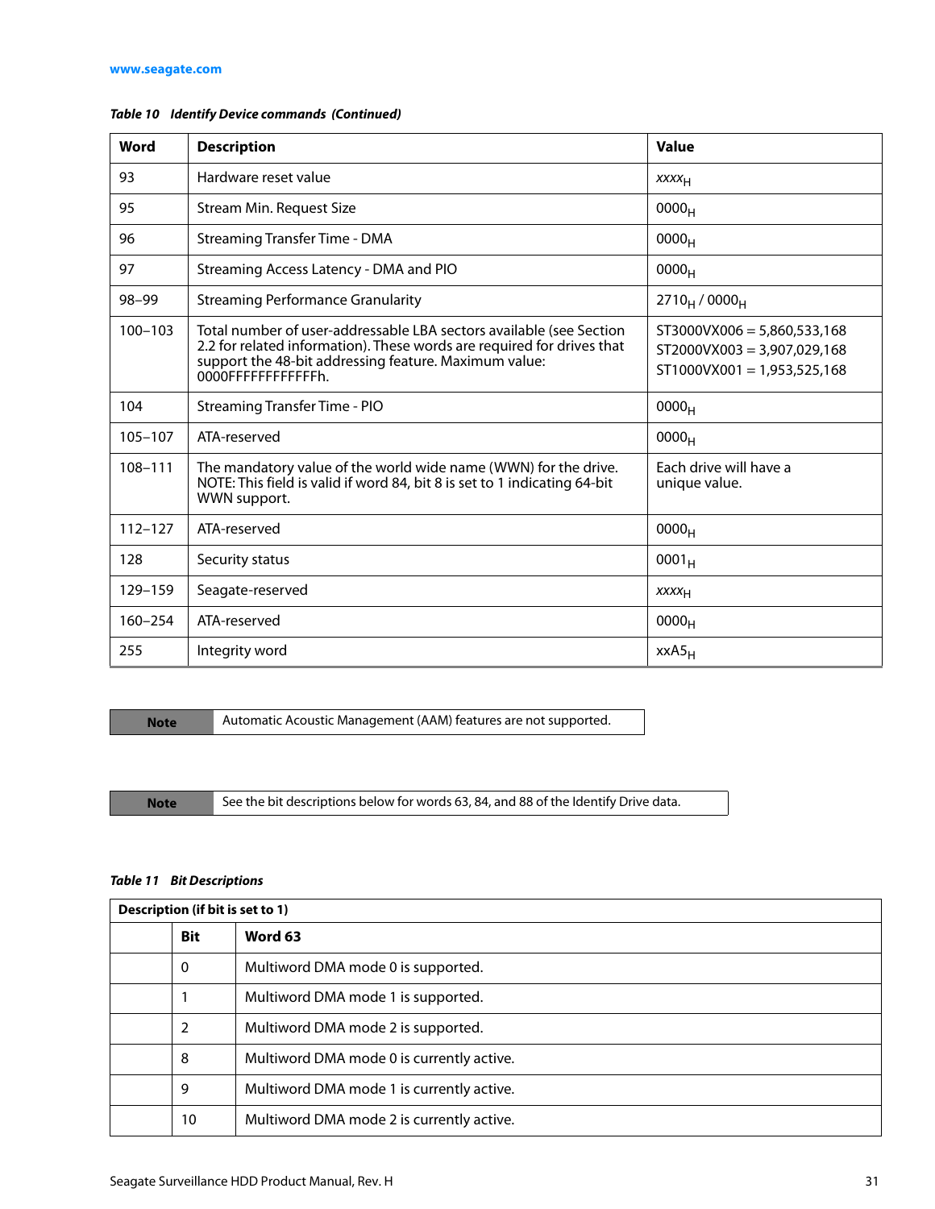www.seagate.com

*Table 10 Identify Device commands (Continued)*

| Word | Description | Value |
|---|---|---|
| 93 | Hardware reset value | $xxxx_H$ |
| 95 | Stream Min. Request Size | $0000_H$ |
| 96 | Streaming Transfer Time - DMA | $0000_H$ |
| 97 | Streaming Access Latency - DMA and PIO | $0000_H$ |
| 98–99 | Streaming Performance Granularity | $2710_H$ / $0000_H$ |
| 100–103 | Total number of user-addressable LBA sectors available (see Section 2.2 for related information). These words are required for drives that support the 48-bit addressing feature. Maximum value: 0000FFFFFFFFFFFFh. | ST3000VX006 = 5,860,533,168<br>ST2000VX003 = 3,907,029,168<br>ST1000VX001 = 1,953,525,168 |
| 104 | Streaming Transfer Time - PIO | $0000_H$ |
| 105–107 | ATA-reserved | $0000_H$ |
| 108–111 | The mandatory value of the world wide name (WWN) for the drive. NOTE: This field is valid if word 84, bit 8 is set to 1 indicating 64-bit WWN support. | Each drive will have a unique value. |
| 112–127 | ATA-reserved | $0000_H$ |
| 128 | Security status | $0001_H$ |
| 129–159 | Seagate-reserved | $xxxx_H$ |
| 160–254 | ATA-reserved | $0000_H$ |
| 255 | Integrity word | $xxA5_H$ |

| Note | Automatic Acoustic Management (AAM) features are not supported. |
|---|---|

| Note | See the bit descriptions below for words 63, 84, and 88 of the Identify Drive data. |
|---|---|

*Table 11 Bit Descriptions*

| Description (if bit is set to 1) | | |
|---|---|---|
| | **Bit** | **Word 63** |
| | 0 | Multiword DMA mode 0 is supported. |
| | 1 | Multiword DMA mode 1 is supported. |
| | 2 | Multiword DMA mode 2 is supported. |
| | 8 | Multiword DMA mode 0 is currently active. |
| | 9 | Multiword DMA mode 1 is currently active. |
| | 10 | Multiword DMA mode 2 is currently active. |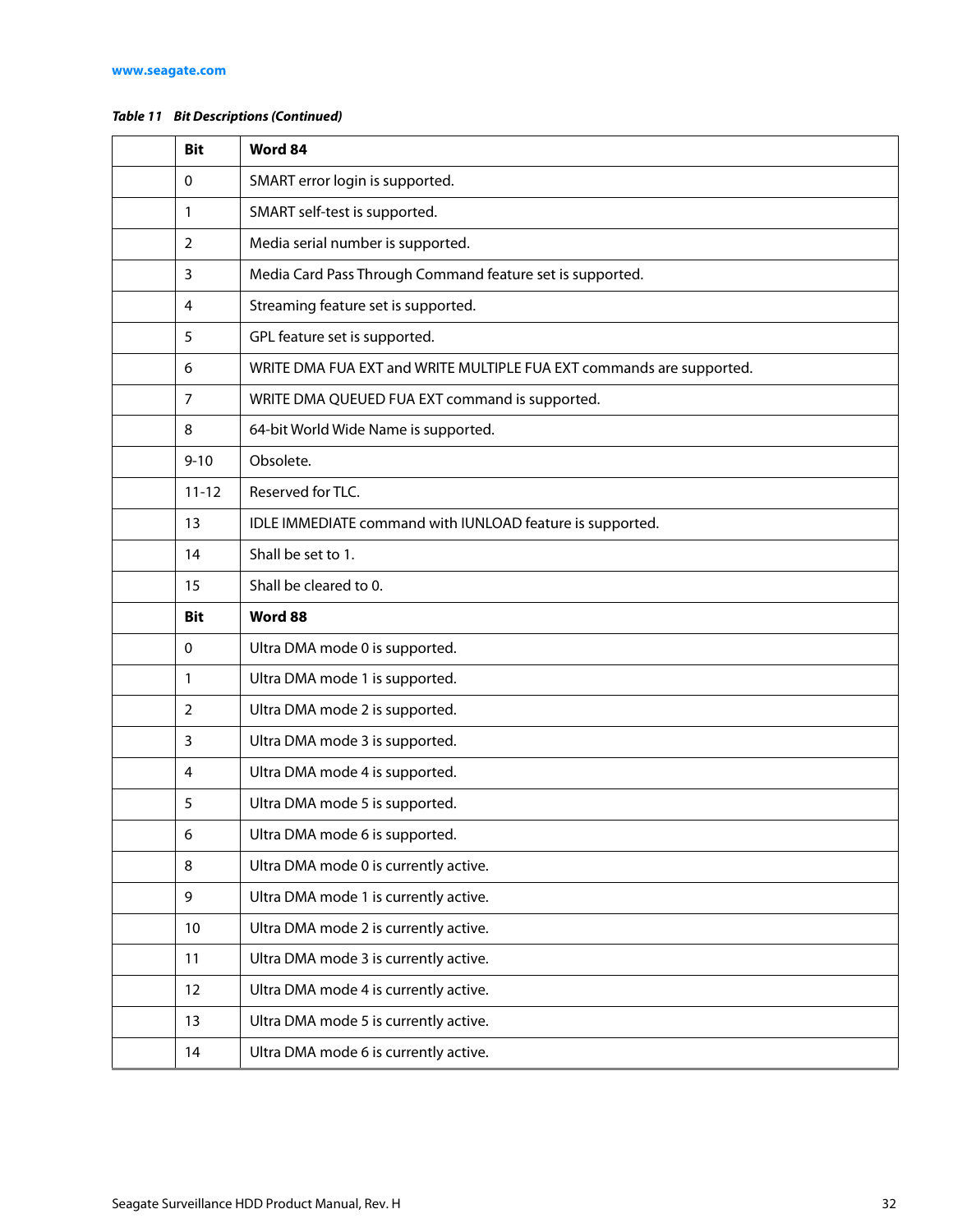*Table 11 Bit Descriptions (Continued)*

| | **Bit** | **Word 84** |
|---|---|---|
| | 0 | SMART error login is supported. |
| | 1 | SMART self-test is supported. |
| | 2 | Media serial number is supported. |
| | 3 | Media Card Pass Through Command feature set is supported. |
| | 4 | Streaming feature set is supported. |
| | 5 | GPL feature set is supported. |
| | 6 | WRITE DMA FUA EXT and WRITE MULTIPLE FUA EXT commands are supported. |
| | 7 | WRITE DMA QUEUED FUA EXT command is supported. |
| | 8 | 64-bit World Wide Name is supported. |
| | 9-10 | Obsolete. |
| | 11-12 | Reserved for TLC. |
| | 13 | IDLE IMMEDIATE command with IUNLOAD feature is supported. |
| | 14 | Shall be set to 1. |
| | 15 | Shall be cleared to 0. |
| | **Bit** | **Word 88** |
| | 0 | Ultra DMA mode 0 is supported. |
| | 1 | Ultra DMA mode 1 is supported. |
| | 2 | Ultra DMA mode 2 is supported. |
| | 3 | Ultra DMA mode 3 is supported. |
| | 4 | Ultra DMA mode 4 is supported. |
| | 5 | Ultra DMA mode 5 is supported. |
| | 6 | Ultra DMA mode 6 is supported. |
| | 8 | Ultra DMA mode 0 is currently active. |
| | 9 | Ultra DMA mode 1 is currently active. |
| | 10 | Ultra DMA mode 2 is currently active. |
| | 11 | Ultra DMA mode 3 is currently active. |
| | 12 | Ultra DMA mode 4 is currently active. |
| | 13 | Ultra DMA mode 5 is currently active. |
| | 14 | Ultra DMA mode 6 is currently active. |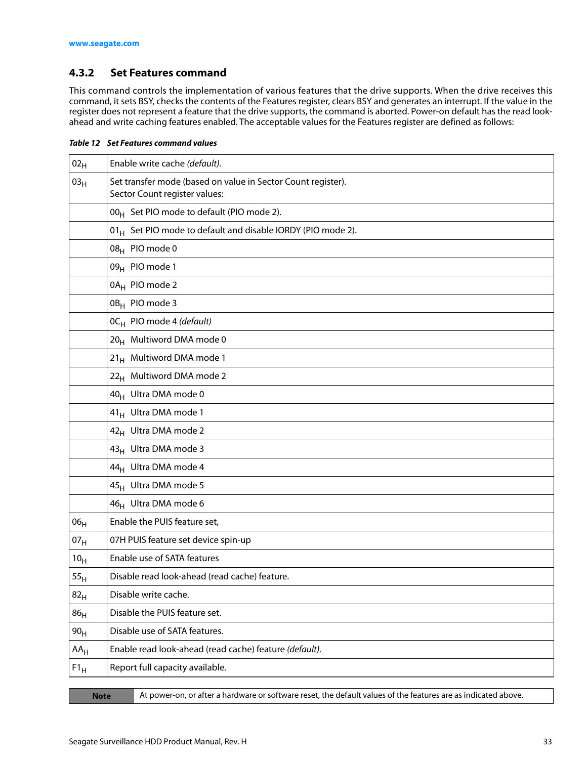### 4.3.2 Set Features command

This command controls the implementation of various features that the drive supports. When the drive receives this command, it sets BSY, checks the contents of the Features register, clears BSY and generates an interrupt. If the value in the register does not represent a feature that the drive supports, the command is aborted. Power-on default has the read look-ahead and write caching features enabled. The acceptable values for the Features register are defined as follows:

***Table 12 Set Features command values***

| | |
|---|---|
| $02_H$ | Enable write cache *(default).* |
| $03_H$ | Set transfer mode (based on value in Sector Count register).<br>Sector Count register values: |
| | $00_H$ Set PIO mode to default (PIO mode 2). |
| | $01_H$ Set PIO mode to default and disable IORDY (PIO mode 2). |
| | $08_H$ PIO mode 0 |
| | $09_H$ PIO mode 1 |
| | $0A_H$ PIO mode 2 |
| | $0B_H$ PIO mode 3 |
| | $0C_H$ PIO mode 4 *(default)* |
| | $20_H$ Multiword DMA mode 0 |
| | $21_H$ Multiword DMA mode 1 |
| | $22_H$ Multiword DMA mode 2 |
| | $40_H$ Ultra DMA mode 0 |
| | $41_H$ Ultra DMA mode 1 |
| | $42_H$ Ultra DMA mode 2 |
| | $43_H$ Ultra DMA mode 3 |
| | $44_H$ Ultra DMA mode 4 |
| | $45_H$ Ultra DMA mode 5 |
| | $46_H$ Ultra DMA mode 6 |
| $06_H$ | Enable the PUIS feature set, |
| $07_H$ | 07H PUIS feature set device spin-up |
| $10_H$ | Enable use of SATA features |
| $55_H$ | Disable read look-ahead (read cache) feature. |
| $82_H$ | Disable write cache. |
| $86_H$ | Disable the PUIS feature set. |
| $90_H$ | Disable use of SATA features. |
| $AA_H$ | Enable read look-ahead (read cache) feature *(default).* |
| $F1_H$ | Report full capacity available. |

| **Note** | At power-on, or after a hardware or software reset, the default values of the features are as indicated above. |
|---|---|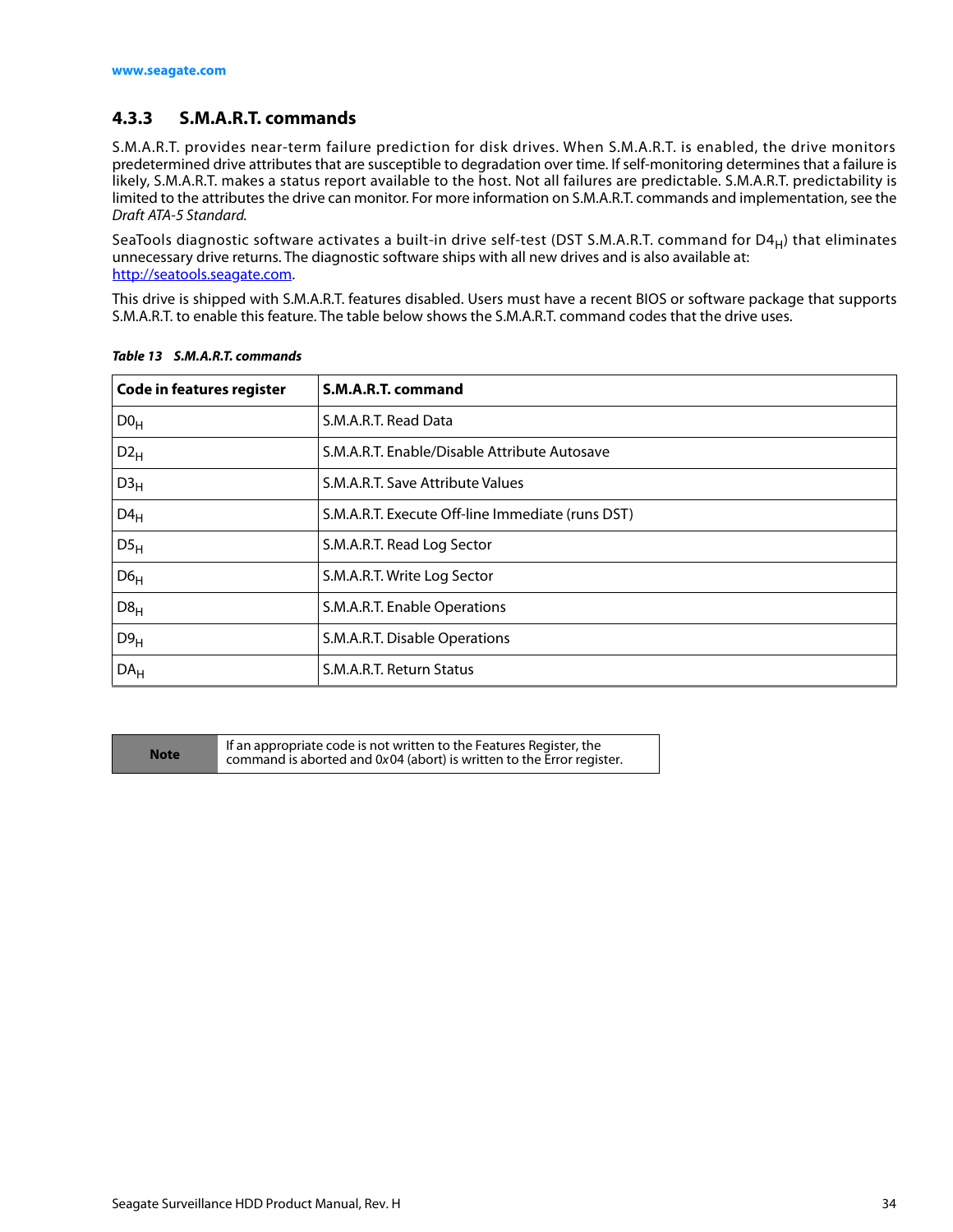### 4.3.3 S.M.A.R.T. commands

S.M.A.R.T. provides near-term failure prediction for disk drives. When S.M.A.R.T. is enabled, the drive monitors predetermined drive attributes that are susceptible to degradation over time. If self-monitoring determines that a failure is likely, S.M.A.R.T. makes a status report available to the host. Not all failures are predictable. S.M.A.R.T. predictability is limited to the attributes the drive can monitor. For more information on S.M.A.R.T. commands and implementation, see the *Draft ATA-5 Standard*.

SeaTools diagnostic software activates a built-in drive self-test (DST S.M.A.R.T. command for $D4_H$) that eliminates unnecessary drive returns. The diagnostic software ships with all new drives and is also available at: http://seatools.seagate.com.

This drive is shipped with S.M.A.R.T. features disabled. Users must have a recent BIOS or software package that supports S.M.A.R.T. to enable this feature. The table below shows the S.M.A.R.T. command codes that the drive uses.

***Table 13 S.M.A.R.T. commands***

| Code in features register | S.M.A.R.T. command |
|---|---|
| $D0_H$ | S.M.A.R.T. Read Data |
| $D2_H$ | S.M.A.R.T. Enable/Disable Attribute Autosave |
| $D3_H$ | S.M.A.R.T. Save Attribute Values |
| $D4_H$ | S.M.A.R.T. Execute Off-line Immediate (runs DST) |
| $D5_H$ | S.M.A.R.T. Read Log Sector |
| $D6_H$ | S.M.A.R.T. Write Log Sector |
| $D8_H$ | S.M.A.R.T. Enable Operations |
| $D9_H$ | S.M.A.R.T. Disable Operations |
| $DA_H$ | S.M.A.R.T. Return Status |

| **Note** | If an appropriate code is not written to the Features Register, the command is aborted and 0x04 (abort) is written to the Error register. |
|---|---|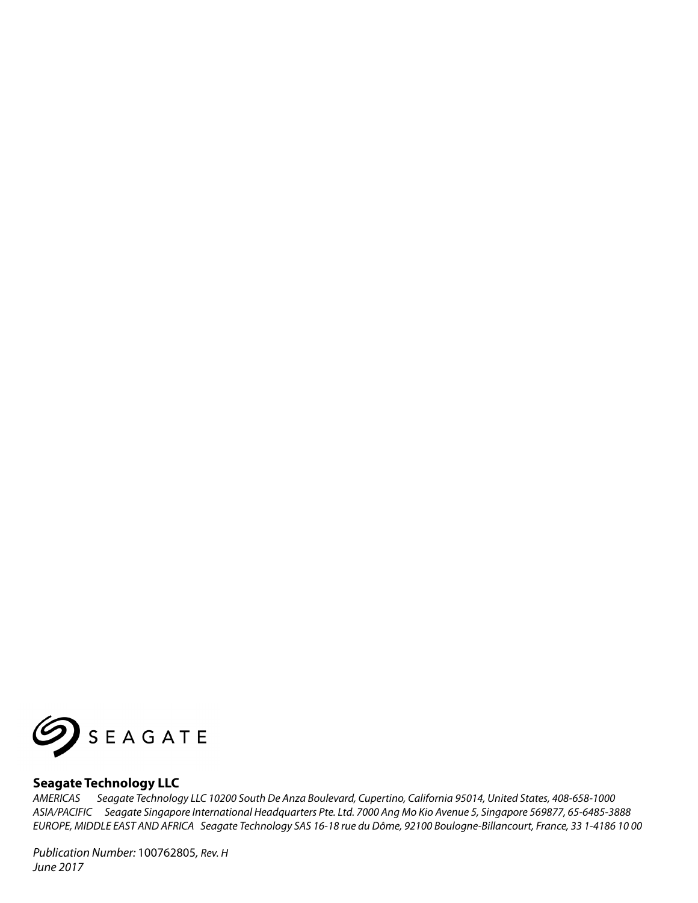SEAGATE

**Seagate Technology LLC**

*AMERICAS Seagate Technology LLC 10200 South De Anza Boulevard, Cupertino, California 95014, United States, 408-658-1000*
*ASIA/PACIFIC Seagate Singapore International Headquarters Pte. Ltd. 7000 Ang Mo Kio Avenue 5, Singapore 569877, 65-6485-3888*
*EUROPE, MIDDLE EAST AND AFRICA Seagate Technology SAS 16-18 rue du Dôme, 92100 Boulogne-Billancourt, France, 33 1-4186 10 00*

*Publication Number:* 100762805, *Rev. H*
*June 2017*